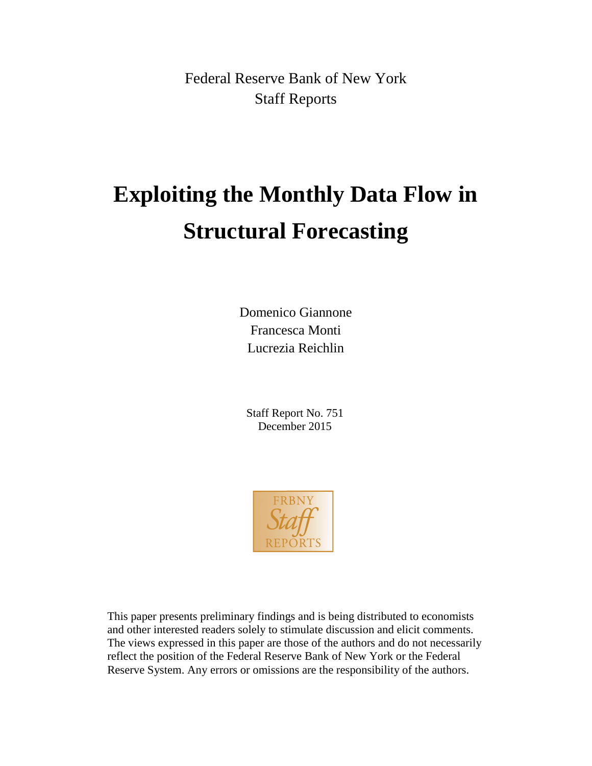Federal Reserve Bank of New York
Staff Reports

# Exploiting the Monthly Data Flow in Structural Forecasting

Domenico Giannone
Francesca Monti
Lucrezia Reichlin

Staff Report No. 751
December 2015

FRBNY Staff REPORTS

This paper presents preliminary findings and is being distributed to economists and other interested readers solely to stimulate discussion and elicit comments. The views expressed in this paper are those of the authors and do not necessarily reflect the position of the Federal Reserve Bank of New York or the Federal Reserve System. Any errors or omissions are the responsibility of the authors.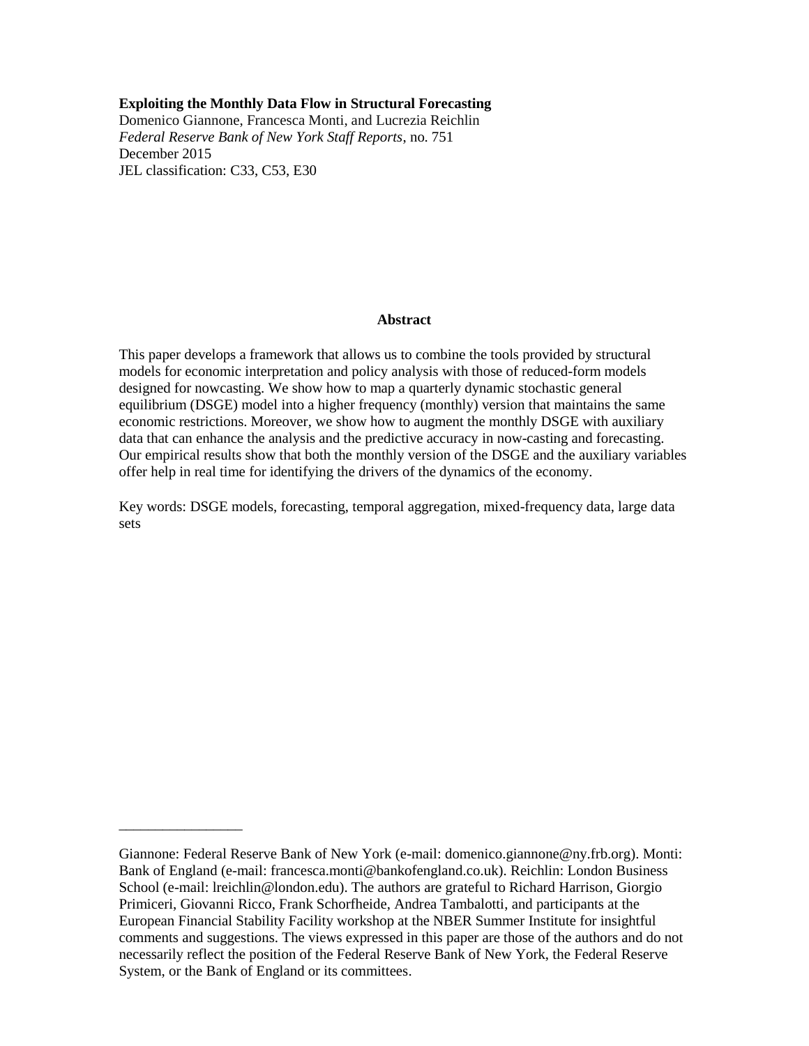**Exploiting the Monthly Data Flow in Structural Forecasting**
Domenico Giannone, Francesca Monti, and Lucrezia Reichlin
*Federal Reserve Bank of New York Staff Reports*, no. 751
December 2015
JEL classification: C33, C53, E30

**Abstract**

This paper develops a framework that allows us to combine the tools provided by structural models for economic interpretation and policy analysis with those of reduced-form models designed for nowcasting. We show how to map a quarterly dynamic stochastic general equilibrium (DSGE) model into a higher frequency (monthly) version that maintains the same economic restrictions. Moreover, we show how to augment the monthly DSGE with auxiliary data that can enhance the analysis and the predictive accuracy in now-casting and forecasting. Our empirical results show that both the monthly version of the DSGE and the auxiliary variables offer help in real time for identifying the drivers of the dynamics of the economy.

Key words: DSGE models, forecasting, temporal aggregation, mixed-frequency data, large data sets

_________________

Giannone: Federal Reserve Bank of New York (e-mail: domenico.giannone@ny.frb.org). Monti: Bank of England (e-mail: francesca.monti@bankofengland.co.uk). Reichlin: London Business School (e-mail: lreichlin@london.edu). The authors are grateful to Richard Harrison, Giorgio Primiceri, Giovanni Ricco, Frank Schorfheide, Andrea Tambalotti, and participants at the European Financial Stability Facility workshop at the NBER Summer Institute for insightful comments and suggestions. The views expressed in this paper are those of the authors and do not necessarily reflect the position of the Federal Reserve Bank of New York, the Federal Reserve System, or the Bank of England or its committees.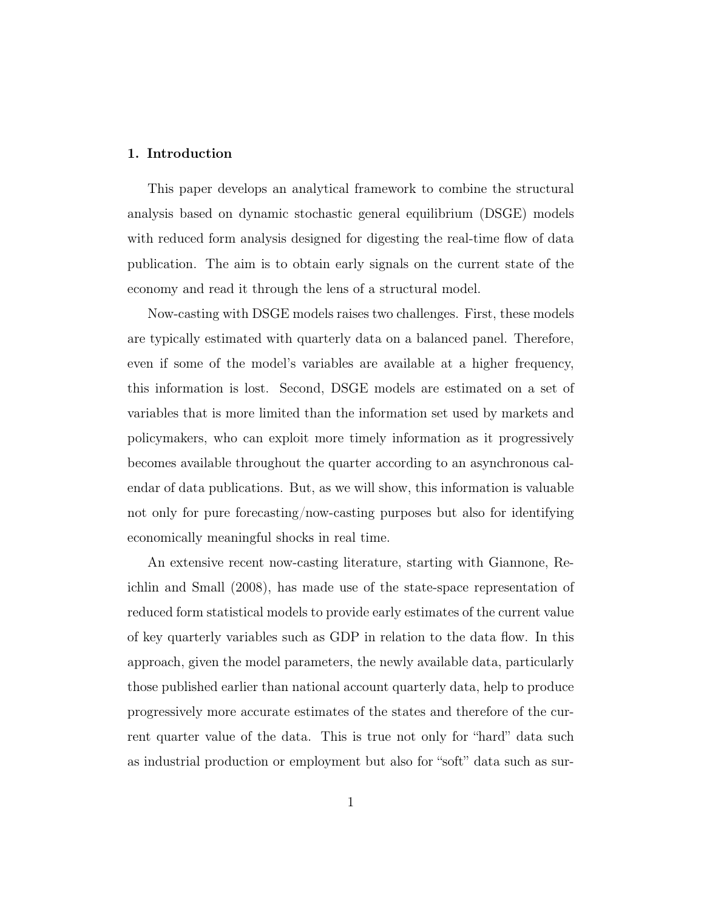## 1. Introduction

This paper develops an analytical framework to combine the structural analysis based on dynamic stochastic general equilibrium (DSGE) models with reduced form analysis designed for digesting the real-time flow of data publication. The aim is to obtain early signals on the current state of the economy and read it through the lens of a structural model.

Now-casting with DSGE models raises two challenges. First, these models are typically estimated with quarterly data on a balanced panel. Therefore, even if some of the model's variables are available at a higher frequency, this information is lost. Second, DSGE models are estimated on a set of variables that is more limited than the information set used by markets and policymakers, who can exploit more timely information as it progressively becomes available throughout the quarter according to an asynchronous calendar of data publications. But, as we will show, this information is valuable not only for pure forecasting/now-casting purposes but also for identifying economically meaningful shocks in real time.

An extensive recent now-casting literature, starting with Giannone, Reichlin and Small (2008), has made use of the state-space representation of reduced form statistical models to provide early estimates of the current value of key quarterly variables such as GDP in relation to the data flow. In this approach, given the model parameters, the newly available data, particularly those published earlier than national account quarterly data, help to produce progressively more accurate estimates of the states and therefore of the current quarter value of the data. This is true not only for "hard" data such as industrial production or employment but also for "soft" data such as sur-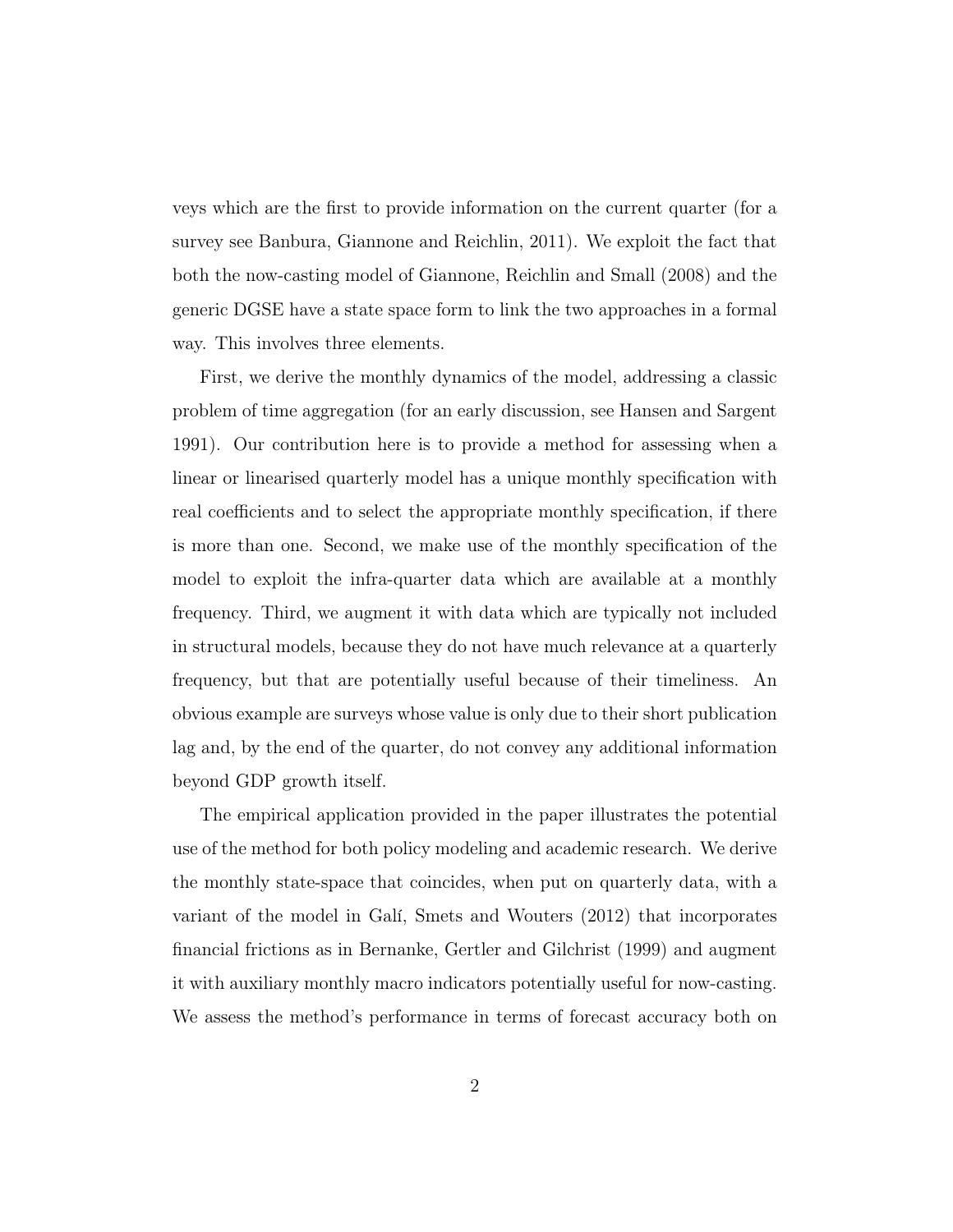veys which are the first to provide information on the current quarter (for a survey see Banbura, Giannone and Reichlin, 2011). We exploit the fact that both the now-casting model of Giannone, Reichlin and Small (2008) and the generic DGSE have a state space form to link the two approaches in a formal way. This involves three elements.

First, we derive the monthly dynamics of the model, addressing a classic problem of time aggregation (for an early discussion, see Hansen and Sargent 1991). Our contribution here is to provide a method for assessing when a linear or linearised quarterly model has a unique monthly specification with real coefficients and to select the appropriate monthly specification, if there is more than one. Second, we make use of the monthly specification of the model to exploit the infra-quarter data which are available at a monthly frequency. Third, we augment it with data which are typically not included in structural models, because they do not have much relevance at a quarterly frequency, but that are potentially useful because of their timeliness. An obvious example are surveys whose value is only due to their short publication lag and, by the end of the quarter, do not convey any additional information beyond GDP growth itself.

The empirical application provided in the paper illustrates the potential use of the method for both policy modeling and academic research. We derive the monthly state-space that coincides, when put on quarterly data, with a variant of the model in Galí, Smets and Wouters (2012) that incorporates financial frictions as in Bernanke, Gertler and Gilchrist (1999) and augment it with auxiliary monthly macro indicators potentially useful for now-casting. We assess the method's performance in terms of forecast accuracy both on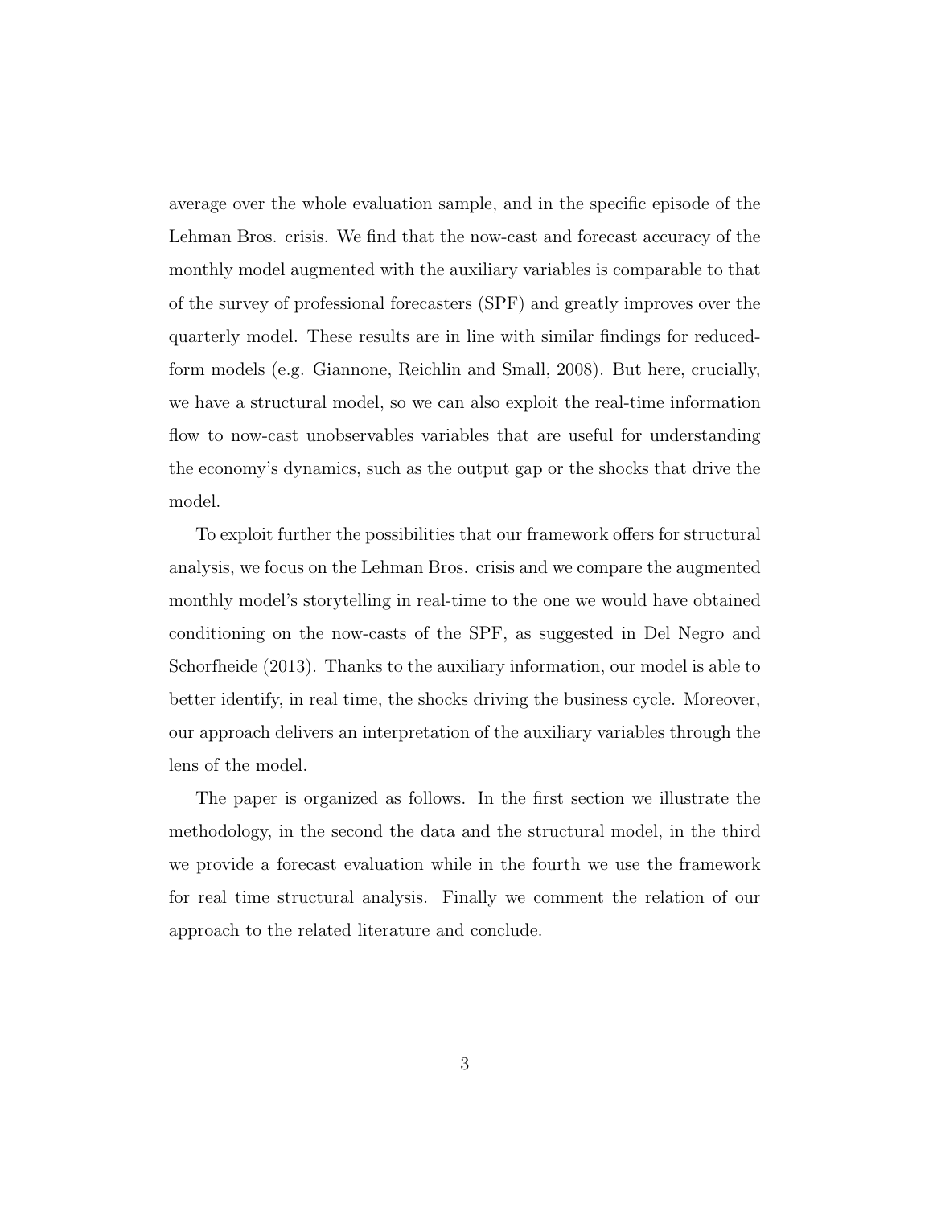average over the whole evaluation sample, and in the specific episode of the Lehman Bros. crisis. We find that the now-cast and forecast accuracy of the monthly model augmented with the auxiliary variables is comparable to that of the survey of professional forecasters (SPF) and greatly improves over the quarterly model. These results are in line with similar findings for reduced-form models (e.g. Giannone, Reichlin and Small, 2008). But here, crucially, we have a structural model, so we can also exploit the real-time information flow to now-cast unobservables variables that are useful for understanding the economy's dynamics, such as the output gap or the shocks that drive the model.

To exploit further the possibilities that our framework offers for structural analysis, we focus on the Lehman Bros. crisis and we compare the augmented monthly model's storytelling in real-time to the one we would have obtained conditioning on the now-casts of the SPF, as suggested in Del Negro and Schorfheide (2013). Thanks to the auxiliary information, our model is able to better identify, in real time, the shocks driving the business cycle. Moreover, our approach delivers an interpretation of the auxiliary variables through the lens of the model.

The paper is organized as follows. In the first section we illustrate the methodology, in the second the data and the structural model, in the third we provide a forecast evaluation while in the fourth we use the framework for real time structural analysis. Finally we comment the relation of our approach to the related literature and conclude.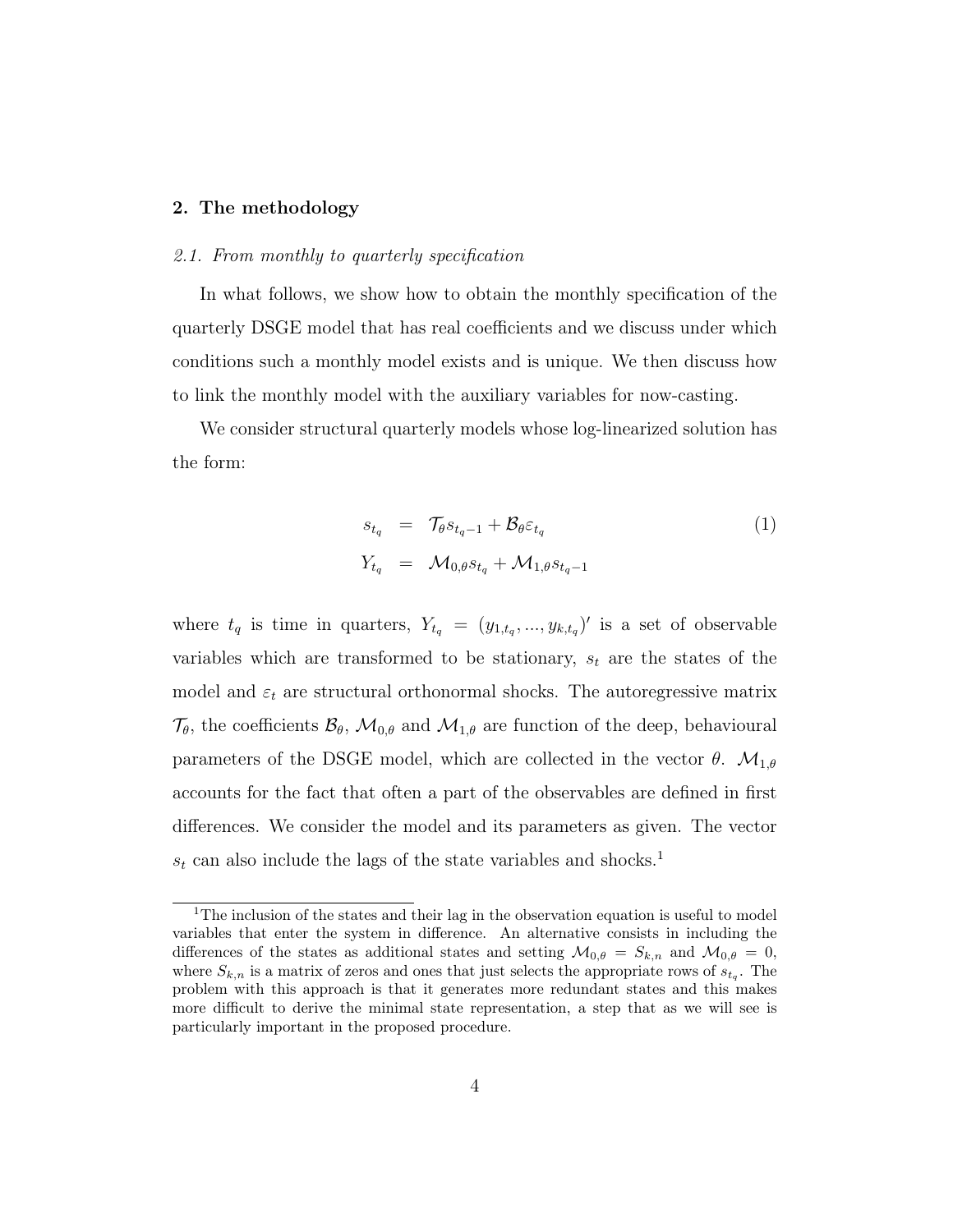## 2. The methodology

### 2.1. From monthly to quarterly specification

In what follows, we show how to obtain the monthly specification of the quarterly DSGE model that has real coefficients and we discuss under which conditions such a monthly model exists and is unique. We then discuss how to link the monthly model with the auxiliary variables for now-casting.

We consider structural quarterly models whose log-linearized solution has the form:

$$
\begin{aligned}
s_{t_q} &= \mathcal{T}_\theta s_{t_q-1} + \mathcal{B}_\theta \varepsilon_{t_q} \\
Y_{t_q} &= \mathcal{M}_{0,\theta} s_{t_q} + \mathcal{M}_{1,\theta} s_{t_q-1}
\end{aligned} \tag{1}
$$

where $t_q$ is time in quarters, $Y_{t_q} = (y_{1,t_q}, ..., y_{k,t_q})'$ is a set of observable variables which are transformed to be stationary, $s_t$ are the states of the model and $\varepsilon_t$ are structural orthonormal shocks. The autoregressive matrix $\mathcal{T}_\theta$, the coefficients $\mathcal{B}_\theta$, $\mathcal{M}_{0,\theta}$ and $\mathcal{M}_{1,\theta}$ are function of the deep, behavioural parameters of the DSGE model, which are collected in the vector $\theta$. $\mathcal{M}_{1,\theta}$ accounts for the fact that often a part of the observables are defined in first differences. We consider the model and its parameters as given. The vector $s_t$ can also include the lags of the state variables and shocks.[1]

[1] The inclusion of the states and their lag in the observation equation is useful to model variables that enter the system in difference. An alternative consists in including the differences of the states as additional states and setting $\mathcal{M}_{0,\theta} = S_{k,n}$ and $\mathcal{M}_{0,\theta} = 0$, where $S_{k,n}$ is a matrix of zeros and ones that just selects the appropriate rows of $s_{t_q}$. The problem with this approach is that it generates more redundant states and this makes more difficult to derive the minimal state representation, a step that as we will see is particularly important in the proposed procedure.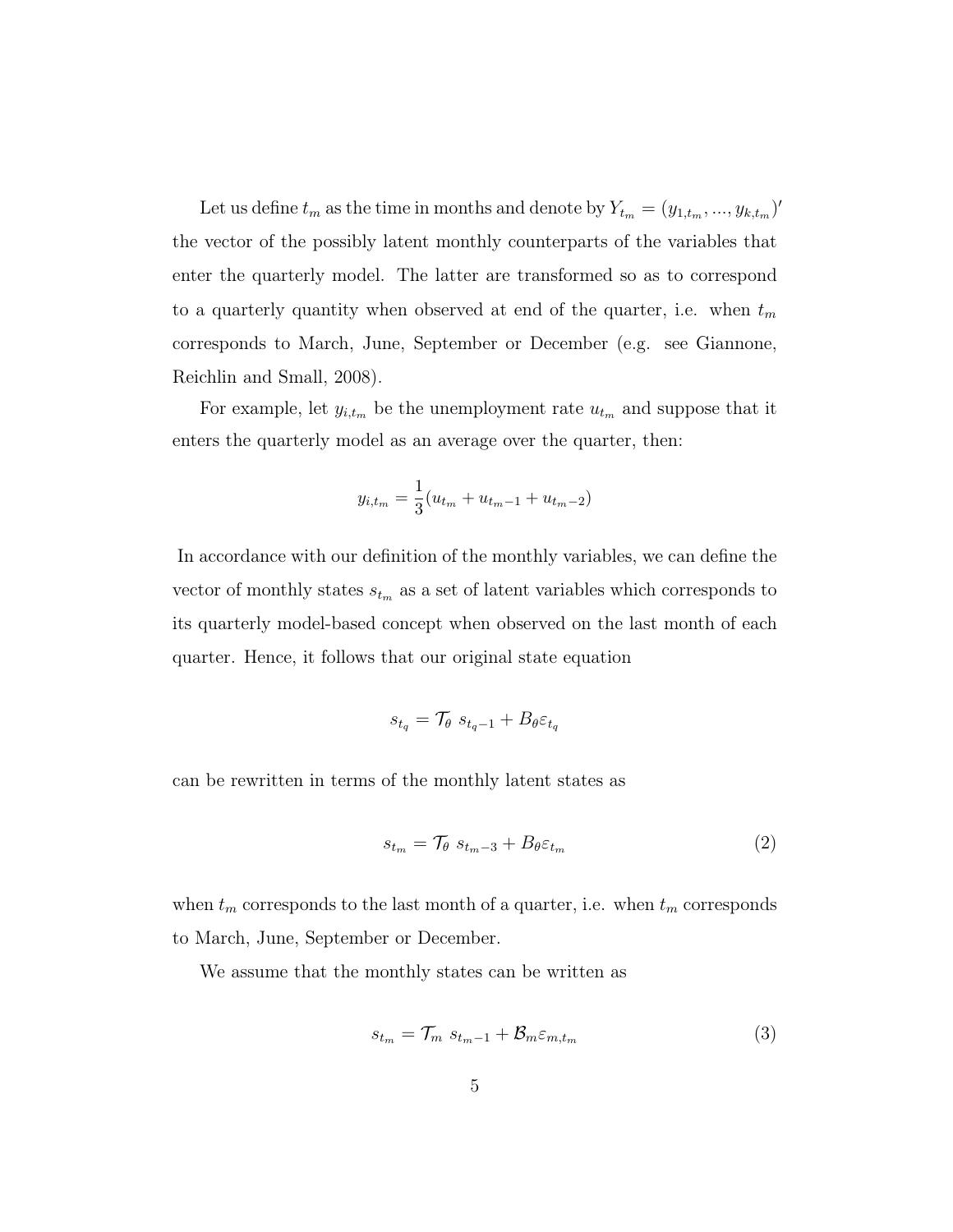Let us define $t_m$ as the time in months and denote by $Y_{t_m} = (y_{1,t_m}, ..., y_{k,t_m})'$ the vector of the possibly latent monthly counterparts of the variables that enter the quarterly model. The latter are transformed so as to correspond to a quarterly quantity when observed at end of the quarter, i.e. when $t_m$ corresponds to March, June, September or December (e.g. see Giannone, Reichlin and Small, 2008).

For example, let $y_{i,t_m}$ be the unemployment rate $u_{t_m}$ and suppose that it enters the quarterly model as an average over the quarter, then:

$$y_{i,t_m} = \frac{1}{3}(u_{t_m} + u_{t_m-1} + u_{t_m-2})$$

In accordance with our definition of the monthly variables, we can define the vector of monthly states $s_{t_m}$ as a set of latent variables which corresponds to its quarterly model-based concept when observed on the last month of each quarter. Hence, it follows that our original state equation

$$s_{t_q} = \mathcal{T}_\theta \; s_{t_q-1} + B_\theta \varepsilon_{t_q}$$

can be rewritten in terms of the monthly latent states as

$$s_{t_m} = \mathcal{T}_\theta \; s_{t_m-3} + B_\theta \varepsilon_{t_m} \tag{2}$$

when $t_m$ corresponds to the last month of a quarter, i.e. when $t_m$ corresponds to March, June, September or December.

We assume that the monthly states can be written as

$$s_{t_m} = \mathcal{T}_m \; s_{t_m-1} + \mathcal{B}_m \varepsilon_{m,t_m} \tag{3}$$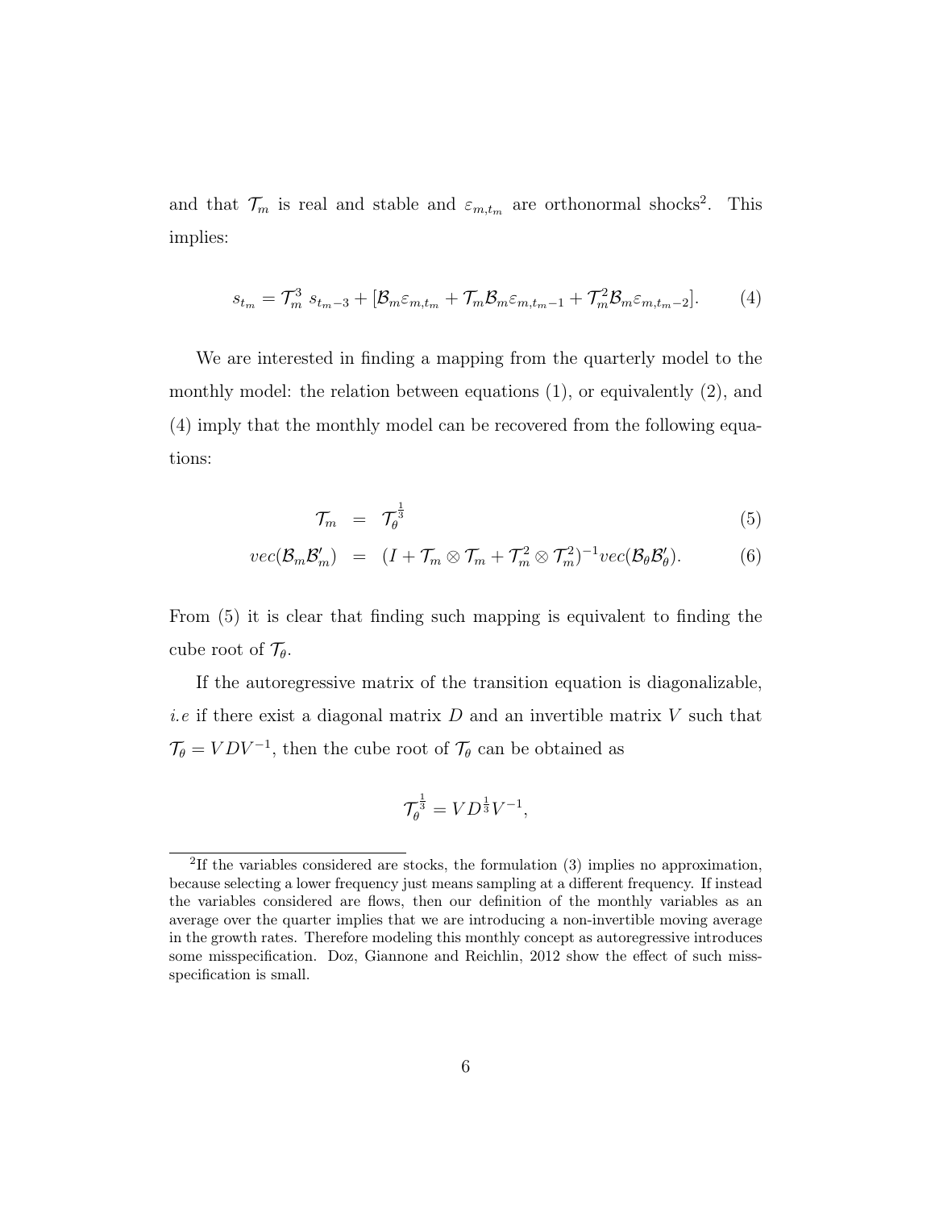and that $\mathcal{T}_m$ is real and stable and $\varepsilon_{m,t_m}$ are orthonormal shocks[2]. This implies:

$$s_{t_m} = \mathcal{T}_m^3 \; s_{t_m-3} + [\mathcal{B}_m \varepsilon_{m,t_m} + \mathcal{T}_m \mathcal{B}_m \varepsilon_{m,t_m-1} + \mathcal{T}_m^2 \mathcal{B}_m \varepsilon_{m,t_m-2}]. \tag{4}$$

We are interested in finding a mapping from the quarterly model to the monthly model: the relation between equations (1), or equivalently (2), and (4) imply that the monthly model can be recovered from the following equations:

$$\mathcal{T}_m = \mathcal{T}_\theta^{\frac{1}{3}} \tag{5}$$

$$vec(\mathcal{B}_m \mathcal{B}_m') = (I + \mathcal{T}_m \otimes \mathcal{T}_m + \mathcal{T}_m^2 \otimes \mathcal{T}_m^2)^{-1} vec(\mathcal{B}_\theta \mathcal{B}_\theta'). \tag{6}$$

From (5) it is clear that finding such mapping is equivalent to finding the cube root of $\mathcal{T}_\theta$.

If the autoregressive matrix of the transition equation is diagonalizable, *i.e* if there exist a diagonal matrix $D$ and an invertible matrix $V$ such that $\mathcal{T}_\theta = VDV^{-1}$, then the cube root of $\mathcal{T}_\theta$ can be obtained as

$$\mathcal{T}_\theta^{\frac{1}{3}} = VD^{\frac{1}{3}}V^{-1},$$

[2] If the variables considered are stocks, the formulation (3) implies no approximation, because selecting a lower frequency just means sampling at a different frequency. If instead the variables considered are flows, then our definition of the monthly variables as an average over the quarter implies that we are introducing a non-invertible moving average in the growth rates. Therefore modeling this monthly concept as autoregressive introduces some misspecification. Doz, Giannone and Reichlin, 2012 show the effect of such miss-specification is small.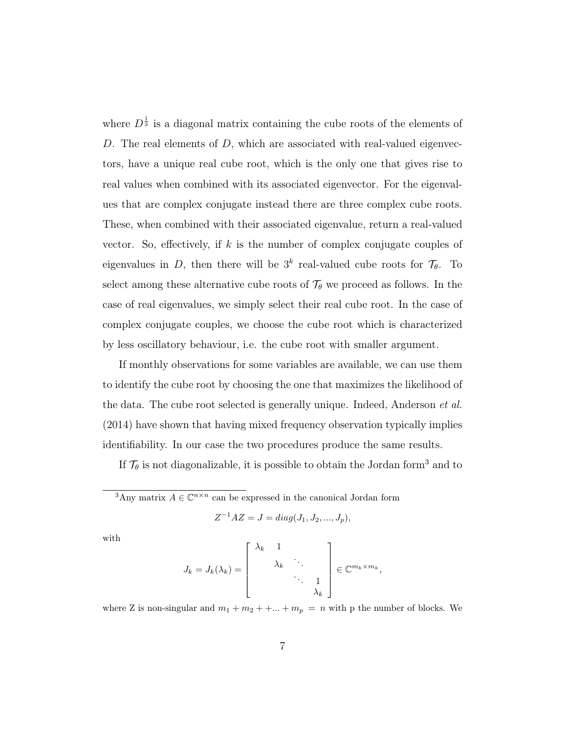where $D^{\frac{1}{3}}$ is a diagonal matrix containing the cube roots of the elements of $D$. The real elements of $D$, which are associated with real-valued eigenvectors, have a unique real cube root, which is the only one that gives rise to real values when combined with its associated eigenvector. For the eigenvalues that are complex conjugate instead there are three complex cube roots. These, when combined with their associated eigenvalue, return a real-valued vector. So, effectively, if $k$ is the number of complex conjugate couples of eigenvalues in $D$, then there will be $3^k$ real-valued cube roots for $\mathcal{T}_\theta$. To select among these alternative cube roots of $\mathcal{T}_\theta$ we proceed as follows. In the case of real eigenvalues, we simply select their real cube root. In the case of complex conjugate couples, we choose the cube root which is characterized by less oscillatory behaviour, i.e. the cube root with smaller argument.

If monthly observations for some variables are available, we can use them to identify the cube root by choosing the one that maximizes the likelihood of the data. The cube root selected is generally unique. Indeed, Anderson *et al.* (2014) have shown that having mixed frequency observation typically implies identifiability. In our case the two procedures produce the same results.

If $\mathcal{T}_\theta$ is not diagonalizable, it is possible to obtain the Jordan form[3] and to

---

[3] Any matrix $A \in \mathbb{C}^{n \times n}$ can be expressed in the canonical Jordan form

$$Z^{-1}AZ = J = diag(J_1, J_2, ..., J_p),$$

with

$$J_k = J_k(\lambda_k) = \begin{bmatrix} \lambda_k & 1 & & \\ & \lambda_k & \ddots & \\ & & \ddots & 1 \\ & & & \lambda_k \end{bmatrix} \in \mathbb{C}^{m_k \times m_k},$$

where Z is non-singular and $m_1 + m_2 + +... + m_p = n$ with p the number of blocks. We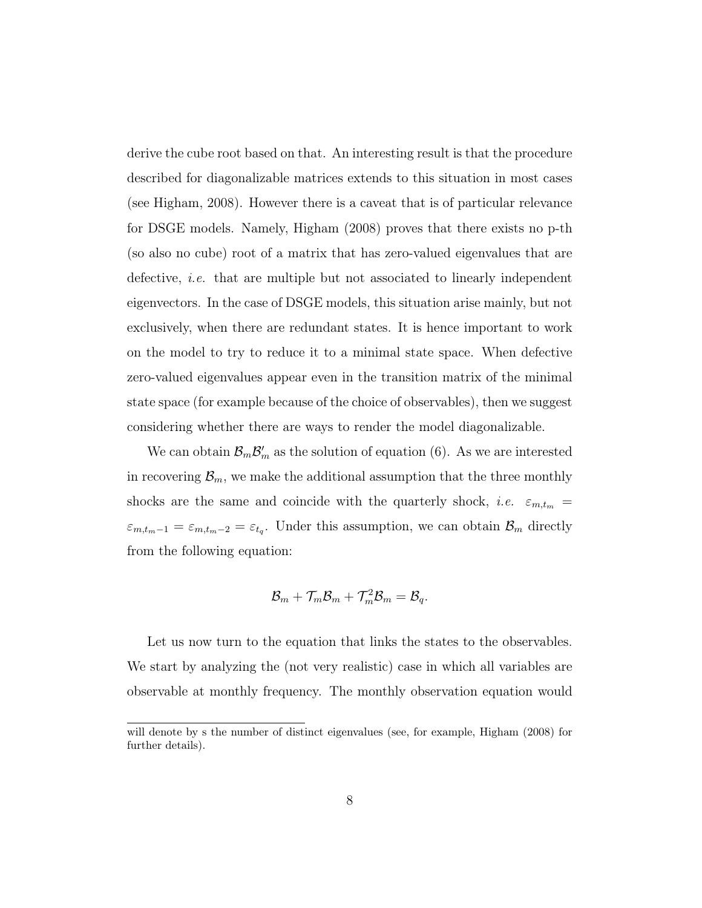derive the cube root based on that. An interesting result is that the procedure described for diagonalizable matrices extends to this situation in most cases (see Higham, 2008). However there is a caveat that is of particular relevance for DSGE models. Namely, Higham (2008) proves that there exists no p-th (so also no cube) root of a matrix that has zero-valued eigenvalues that are defective, *i.e.* that are multiple but not associated to linearly independent eigenvectors. In the case of DSGE models, this situation arise mainly, but not exclusively, when there are redundant states. It is hence important to work on the model to try to reduce it to a minimal state space. When defective zero-valued eigenvalues appear even in the transition matrix of the minimal state space (for example because of the choice of observables), then we suggest considering whether there are ways to render the model diagonalizable.

We can obtain $\mathcal{B}_m\mathcal{B}_m'$ as the solution of equation (6). As we are interested in recovering $\mathcal{B}_m$, we make the additional assumption that the three monthly shocks are the same and coincide with the quarterly shock, *i.e.* $\varepsilon_{m,t_m} = \varepsilon_{m,t_m-1} = \varepsilon_{m,t_m-2} = \varepsilon_{t_q}$. Under this assumption, we can obtain $\mathcal{B}_m$ directly from the following equation:

$$\mathcal{B}_m + \mathcal{T}_m\mathcal{B}_m + \mathcal{T}_m^2\mathcal{B}_m = \mathcal{B}_q.$$

Let us now turn to the equation that links the states to the observables. We start by analyzing the (not very realistic) case in which all variables are observable at monthly frequency. The monthly observation equation would

will denote by s the number of distinct eigenvalues (see, for example, Higham (2008) for further details).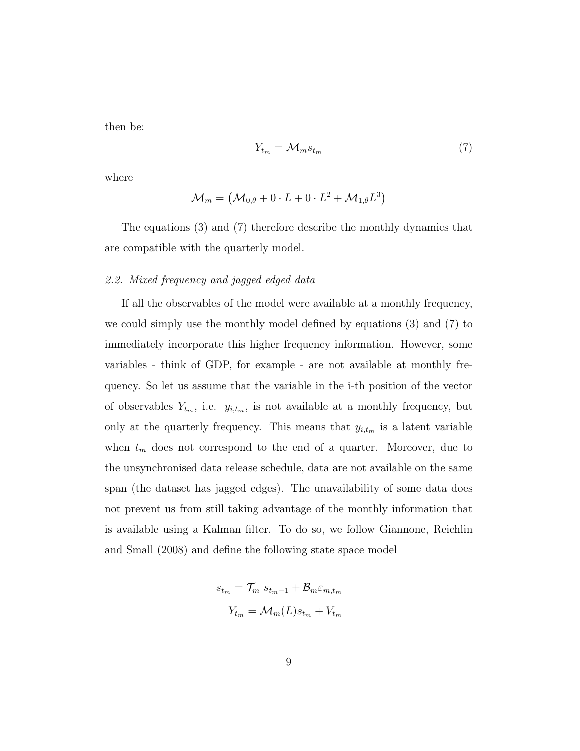then be:

$$Y_{t_m} = \mathcal{M}_m s_{t_m} \tag{7}$$

where

$$\mathcal{M}_m = \left(\mathcal{M}_{0,\theta} + 0 \cdot L + 0 \cdot L^2 + \mathcal{M}_{1,\theta} L^3\right)$$

The equations (3) and (7) therefore describe the monthly dynamics that are compatible with the quarterly model.

*2.2. Mixed frequency and jagged edged data*

If all the observables of the model were available at a monthly frequency, we could simply use the monthly model defined by equations (3) and (7) to immediately incorporate this higher frequency information. However, some variables - think of GDP, for example - are not available at monthly frequency. So let us assume that the variable in the i-th position of the vector of observables $Y_{t_m}$, i.e. $y_{i,t_m}$, is not available at a monthly frequency, but only at the quarterly frequency. This means that $y_{i,t_m}$ is a latent variable when $t_m$ does not correspond to the end of a quarter. Moreover, due to the unsynchronised data release schedule, data are not available on the same span (the dataset has jagged edges). The unavailability of some data does not prevent us from still taking advantage of the monthly information that is available using a Kalman filter. To do so, we follow Giannone, Reichlin and Small (2008) and define the following state space model

$$s_{t_m} = \mathcal{T}_m \; s_{t_m - 1} + \mathcal{B}_m \varepsilon_{m,t_m}$$
$$Y_{t_m} = \mathcal{M}_m(L) s_{t_m} + V_{t_m}$$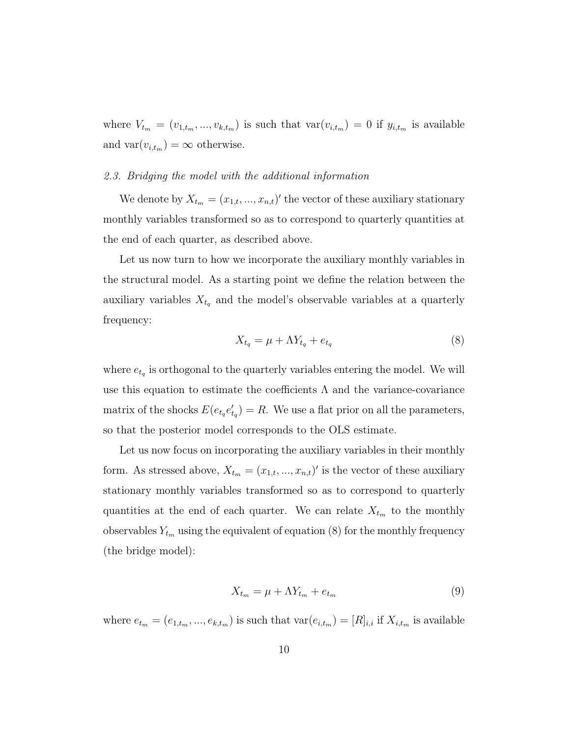where $V_{t_m} = (v_{1,t_m}, ..., v_{k,t_m})$ is such that $\text{var}(v_{i,t_m}) = 0$ if $y_{i,t_m}$ is available and $\text{var}(v_{i,t_m}) = \infty$ otherwise.

### *2.3. Bridging the model with the additional information*

We denote by $X_{t_m} = (x_{1,t}, ..., x_{n,t})'$ the vector of these auxiliary stationary monthly variables transformed so as to correspond to quarterly quantities at the end of each quarter, as described above.

Let us now turn to how we incorporate the auxiliary monthly variables in the structural model. As a starting point we define the relation between the auxiliary variables $X_{t_q}$ and the model's observable variables at a quarterly frequency:

$$X_{t_q} = \mu + \Lambda Y_{t_q} + e_{t_q} \tag{8}$$

where $e_{t_q}$ is orthogonal to the quarterly variables entering the model. We will use this equation to estimate the coefficients $\Lambda$ and the variance-covariance matrix of the shocks $E(e_{t_q} e_{t_q}') = R$. We use a flat prior on all the parameters, so that the posterior model corresponds to the OLS estimate.

Let us now focus on incorporating the auxiliary variables in their monthly form. As stressed above, $X_{t_m} = (x_{1,t}, ..., x_{n,t})'$ is the vector of these auxiliary stationary monthly variables transformed so as to correspond to quarterly quantities at the end of each quarter. We can relate $X_{t_m}$ to the monthly observables $Y_{t_m}$ using the equivalent of equation (8) for the monthly frequency (the bridge model):

$$X_{t_m} = \mu + \Lambda Y_{t_m} + e_{t_m} \tag{9}$$

where $e_{t_m} = (e_{1,t_m}, ..., e_{k,t_m})$ is such that $\text{var}(e_{i,t_m}) = [R]_{i,i}$ if $X_{i,t_m}$ is available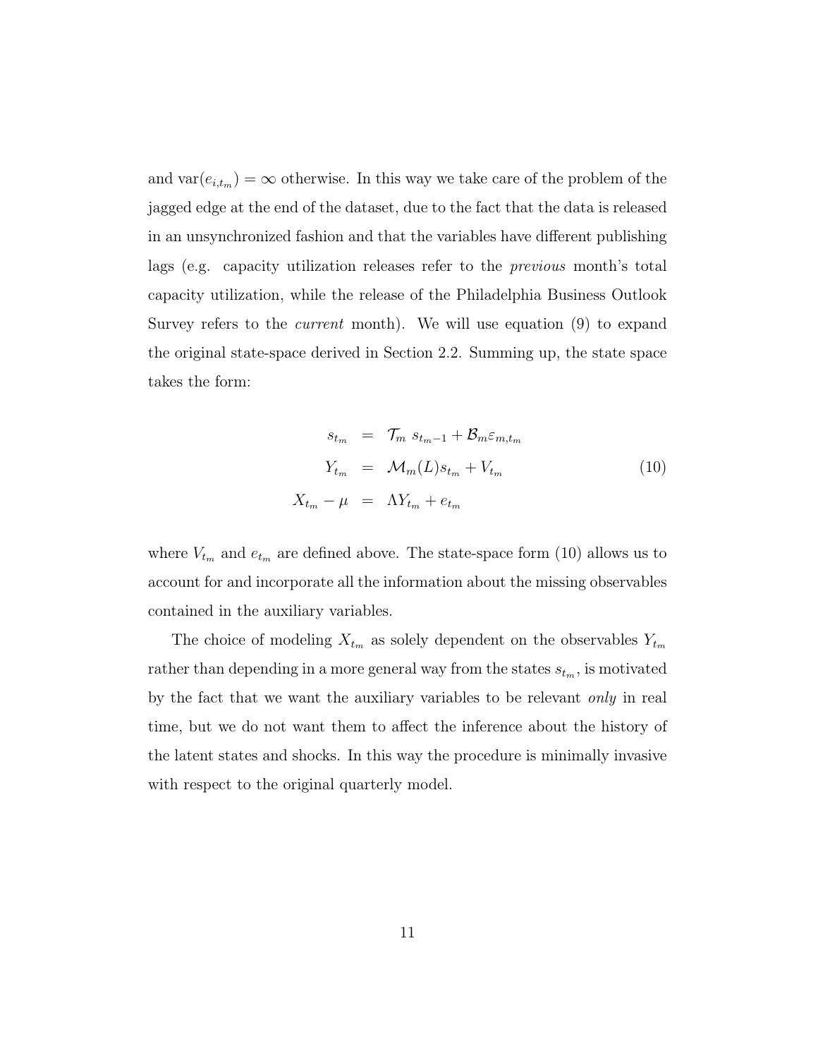and $\text{var}(e_{i,t_m}) = \infty$ otherwise. In this way we take care of the problem of the jagged edge at the end of the dataset, due to the fact that the data is released in an unsynchronized fashion and that the variables have different publishing lags (e.g. capacity utilization releases refer to the *previous* month's total capacity utilization, while the release of the Philadelphia Business Outlook Survey refers to the *current* month). We will use equation (9) to expand the original state-space derived in Section 2.2. Summing up, the state space takes the form:

$$
\begin{aligned}
s_{t_m} &= \mathcal{T}_m \; s_{t_m-1} + \mathcal{B}_m \varepsilon_{m,t_m} \\
Y_{t_m} &= \mathcal{M}_m(L) s_{t_m} + V_{t_m} \\
X_{t_m} - \mu &= \Lambda Y_{t_m} + e_{t_m}
\end{aligned}
\tag{10}
$$

where $V_{t_m}$ and $e_{t_m}$ are defined above. The state-space form (10) allows us to account for and incorporate all the information about the missing observables contained in the auxiliary variables.

The choice of modeling $X_{t_m}$ as solely dependent on the observables $Y_{t_m}$ rather than depending in a more general way from the states $s_{t_m}$, is motivated by the fact that we want the auxiliary variables to be relevant *only* in real time, but we do not want them to affect the inference about the history of the latent states and shocks. In this way the procedure is minimally invasive with respect to the original quarterly model.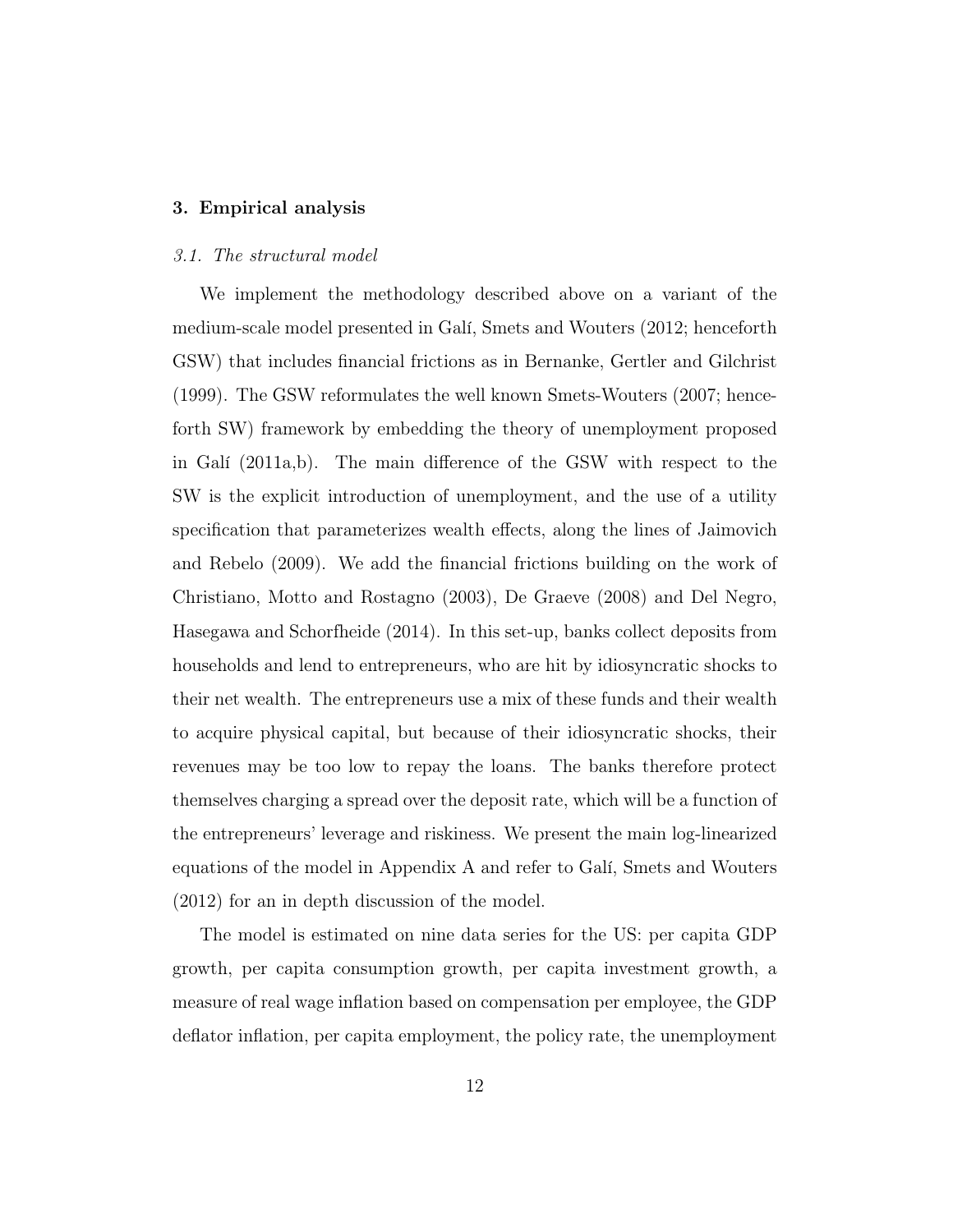## 3. Empirical analysis

### *3.1. The structural model*

We implement the methodology described above on a variant of the medium-scale model presented in Galí, Smets and Wouters (2012; henceforth GSW) that includes financial frictions as in Bernanke, Gertler and Gilchrist (1999). The GSW reformulates the well known Smets-Wouters (2007; henceforth SW) framework by embedding the theory of unemployment proposed in Galí (2011a,b). The main difference of the GSW with respect to the SW is the explicit introduction of unemployment, and the use of a utility specification that parameterizes wealth effects, along the lines of Jaimovich and Rebelo (2009). We add the financial frictions building on the work of Christiano, Motto and Rostagno (2003), De Graeve (2008) and Del Negro, Hasegawa and Schorfheide (2014). In this set-up, banks collect deposits from households and lend to entrepreneurs, who are hit by idiosyncratic shocks to their net wealth. The entrepreneurs use a mix of these funds and their wealth to acquire physical capital, but because of their idiosyncratic shocks, their revenues may be too low to repay the loans. The banks therefore protect themselves charging a spread over the deposit rate, which will be a function of the entrepreneurs' leverage and riskiness. We present the main log-linearized equations of the model in Appendix A and refer to Galí, Smets and Wouters (2012) for an in depth discussion of the model.

The model is estimated on nine data series for the US: per capita GDP growth, per capita consumption growth, per capita investment growth, a measure of real wage inflation based on compensation per employee, the GDP deflator inflation, per capita employment, the policy rate, the unemployment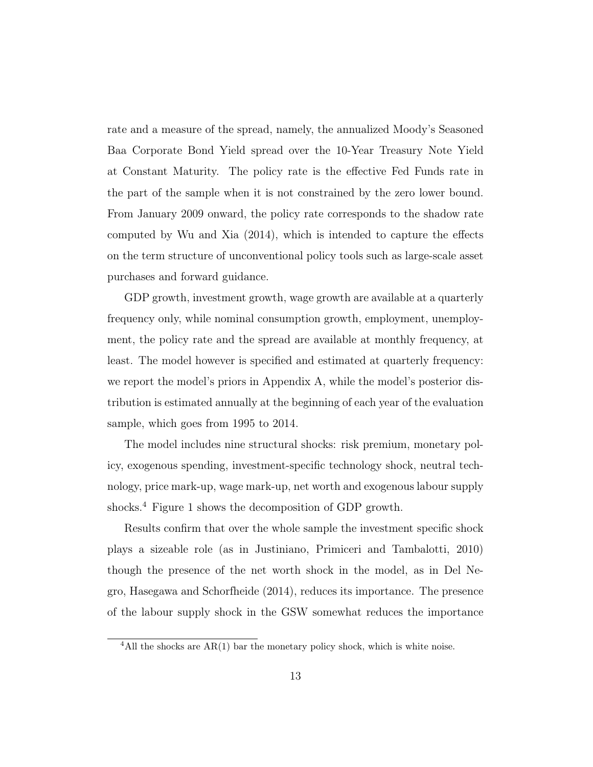rate and a measure of the spread, namely, the annualized Moody's Seasoned Baa Corporate Bond Yield spread over the 10-Year Treasury Note Yield at Constant Maturity. The policy rate is the effective Fed Funds rate in the part of the sample when it is not constrained by the zero lower bound. From January 2009 onward, the policy rate corresponds to the shadow rate computed by Wu and Xia (2014), which is intended to capture the effects on the term structure of unconventional policy tools such as large-scale asset purchases and forward guidance.

GDP growth, investment growth, wage growth are available at a quarterly frequency only, while nominal consumption growth, employment, unemployment, the policy rate and the spread are available at monthly frequency, at least. The model however is specified and estimated at quarterly frequency: we report the model's priors in Appendix A, while the model's posterior distribution is estimated annually at the beginning of each year of the evaluation sample, which goes from 1995 to 2014.

The model includes nine structural shocks: risk premium, monetary policy, exogenous spending, investment-specific technology shock, neutral technology, price mark-up, wage mark-up, net worth and exogenous labour supply shocks.[4] Figure 1 shows the decomposition of GDP growth.

Results confirm that over the whole sample the investment specific shock plays a sizeable role (as in Justiniano, Primiceri and Tambalotti, 2010) though the presence of the net worth shock in the model, as in Del Negro, Hasegawa and Schorfheide (2014), reduces its importance. The presence of the labour supply shock in the GSW somewhat reduces the importance

[4] All the shocks are AR(1) bar the monetary policy shock, which is white noise.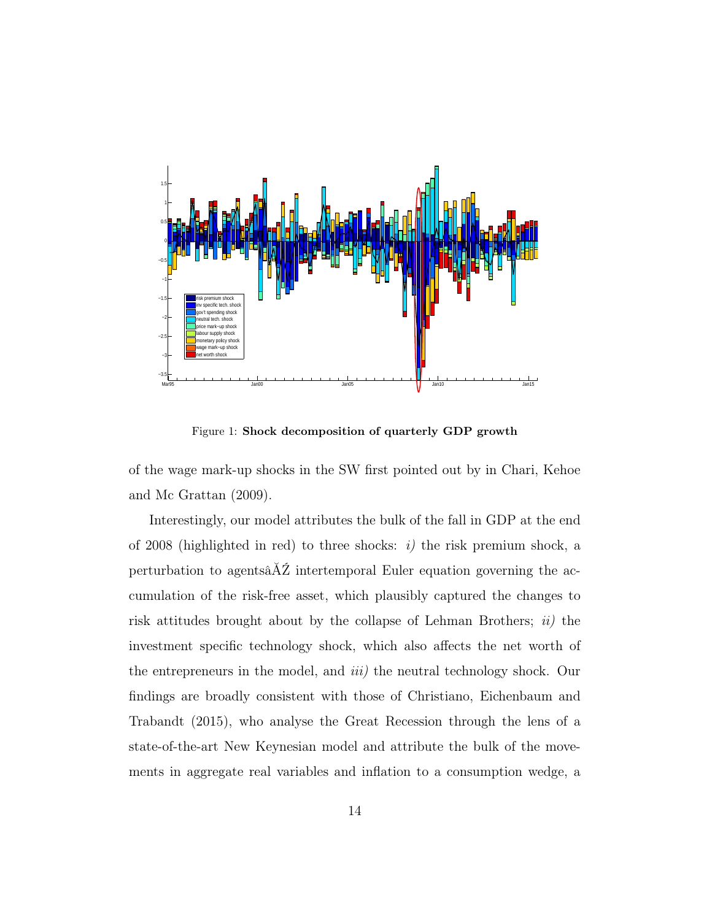Figure 1: **Shock decomposition of quarterly GDP growth**

of the wage mark-up shocks in the SW first pointed out by in Chari, Kehoe and Mc Grattan (2009).

Interestingly, our model attributes the bulk of the fall in GDP at the end of 2008 (highlighted in red) to three shocks: *i)* the risk premium shock, a perturbation to agentsâĂŹ intertemporal Euler equation governing the accumulation of the risk-free asset, which plausibly captured the changes to risk attitudes brought about by the collapse of Lehman Brothers; *ii)* the investment specific technology shock, which also affects the net worth of the entrepreneurs in the model, and *iii)* the neutral technology shock. Our findings are broadly consistent with those of Christiano, Eichenbaum and Trabandt (2015), who analyse the Great Recession through the lens of a state-of-the-art New Keynesian model and attribute the bulk of the movements in aggregate real variables and inflation to a consumption wedge, a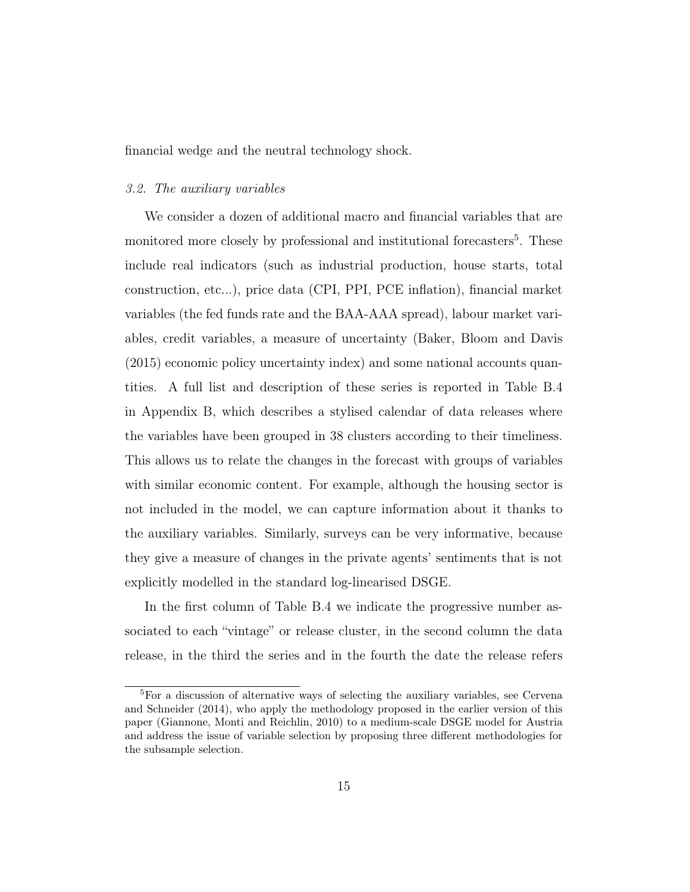financial wedge and the neutral technology shock.

### *3.2. The auxiliary variables*

We consider a dozen of additional macro and financial variables that are monitored more closely by professional and institutional forecasters[5]. These include real indicators (such as industrial production, house starts, total construction, etc...), price data (CPI, PPI, PCE inflation), financial market variables (the fed funds rate and the BAA-AAA spread), labour market variables, credit variables, a measure of uncertainty (Baker, Bloom and Davis (2015) economic policy uncertainty index) and some national accounts quantities. A full list and description of these series is reported in Table B.4 in Appendix B, which describes a stylised calendar of data releases where the variables have been grouped in 38 clusters according to their timeliness. This allows us to relate the changes in the forecast with groups of variables with similar economic content. For example, although the housing sector is not included in the model, we can capture information about it thanks to the auxiliary variables. Similarly, surveys can be very informative, because they give a measure of changes in the private agents' sentiments that is not explicitly modelled in the standard log-linearised DSGE.

In the first column of Table B.4 we indicate the progressive number associated to each "vintage" or release cluster, in the second column the data release, in the third the series and in the fourth the date the release refers

[5]For a discussion of alternative ways of selecting the auxiliary variables, see Cervena and Schneider (2014), who apply the methodology proposed in the earlier version of this paper (Giannone, Monti and Reichlin, 2010) to a medium-scale DSGE model for Austria and address the issue of variable selection by proposing three different methodologies for the subsample selection.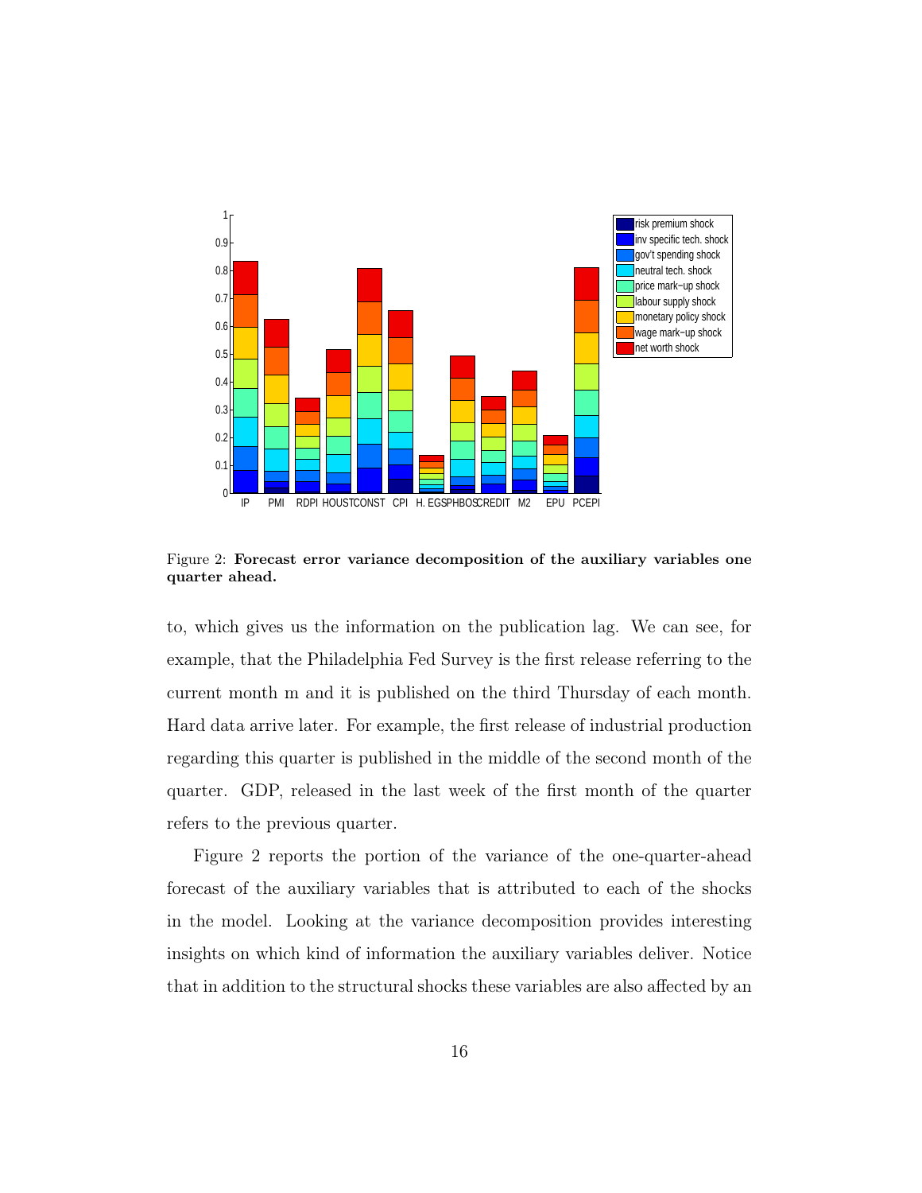Figure 2: **Forecast error variance decomposition of the auxiliary variables one quarter ahead.**

to, which gives us the information on the publication lag. We can see, for example, that the Philadelphia Fed Survey is the first release referring to the current month m and it is published on the third Thursday of each month. Hard data arrive later. For example, the first release of industrial production regarding this quarter is published in the middle of the second month of the quarter. GDP, released in the last week of the first month of the quarter refers to the previous quarter.

Figure 2 reports the portion of the variance of the one-quarter-ahead forecast of the auxiliary variables that is attributed to each of the shocks in the model. Looking at the variance decomposition provides interesting insights on which kind of information the auxiliary variables deliver. Notice that in addition to the structural shocks these variables are also affected by an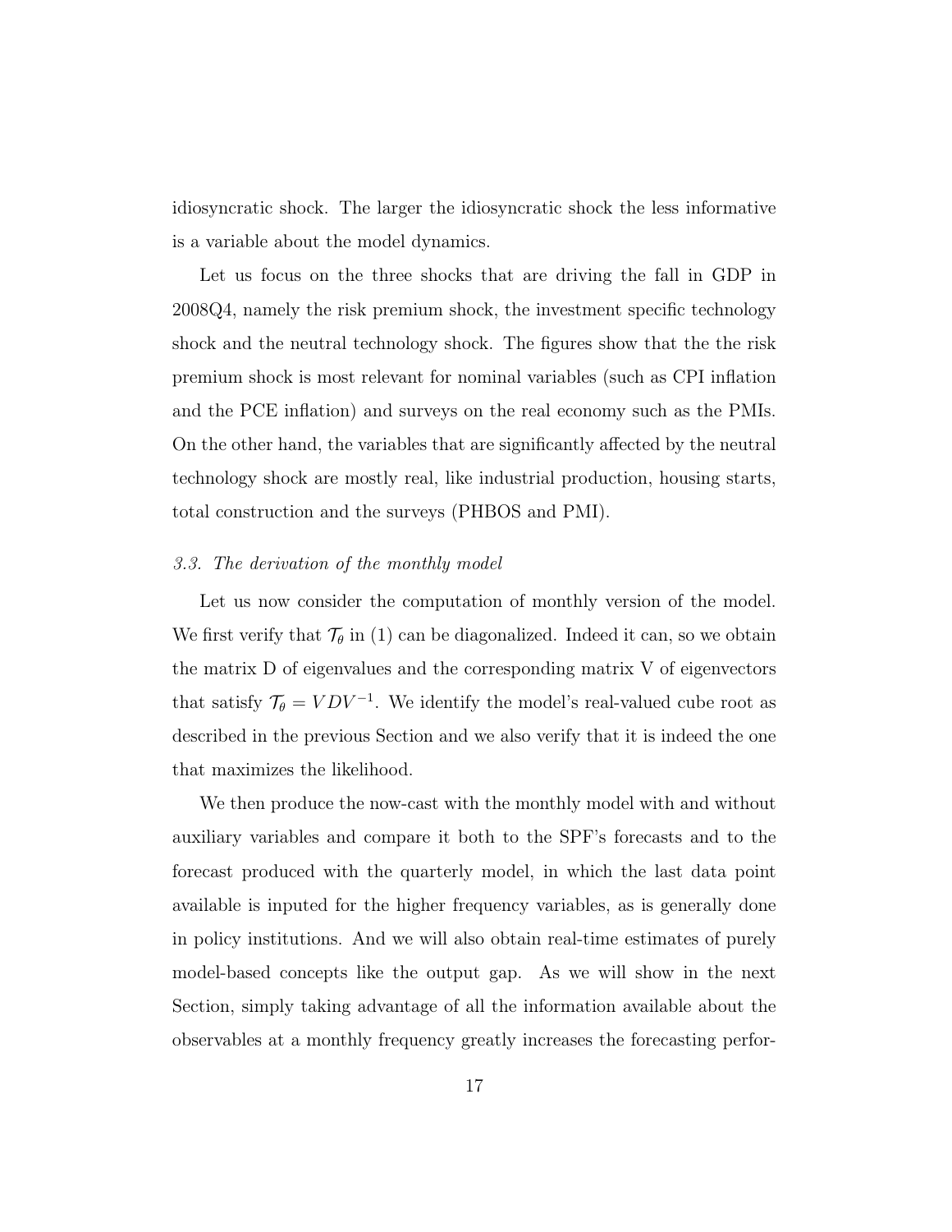idiosyncratic shock. The larger the idiosyncratic shock the less informative is a variable about the model dynamics.

Let us focus on the three shocks that are driving the fall in GDP in 2008Q4, namely the risk premium shock, the investment specific technology shock and the neutral technology shock. The figures show that the the risk premium shock is most relevant for nominal variables (such as CPI inflation and the PCE inflation) and surveys on the real economy such as the PMIs. On the other hand, the variables that are significantly affected by the neutral technology shock are mostly real, like industrial production, housing starts, total construction and the surveys (PHBOS and PMI).

### *3.3. The derivation of the monthly model*

Let us now consider the computation of monthly version of the model. We first verify that $\mathcal{T}_\theta$ in (1) can be diagonalized. Indeed it can, so we obtain the matrix D of eigenvalues and the corresponding matrix V of eigenvectors that satisfy $\mathcal{T}_\theta = VDV^{-1}$. We identify the model's real-valued cube root as described in the previous Section and we also verify that it is indeed the one that maximizes the likelihood.

We then produce the now-cast with the monthly model with and without auxiliary variables and compare it both to the SPF's forecasts and to the forecast produced with the quarterly model, in which the last data point available is inputed for the higher frequency variables, as is generally done in policy institutions. And we will also obtain real-time estimates of purely model-based concepts like the output gap. As we will show in the next Section, simply taking advantage of all the information available about the observables at a monthly frequency greatly increases the forecasting perfor-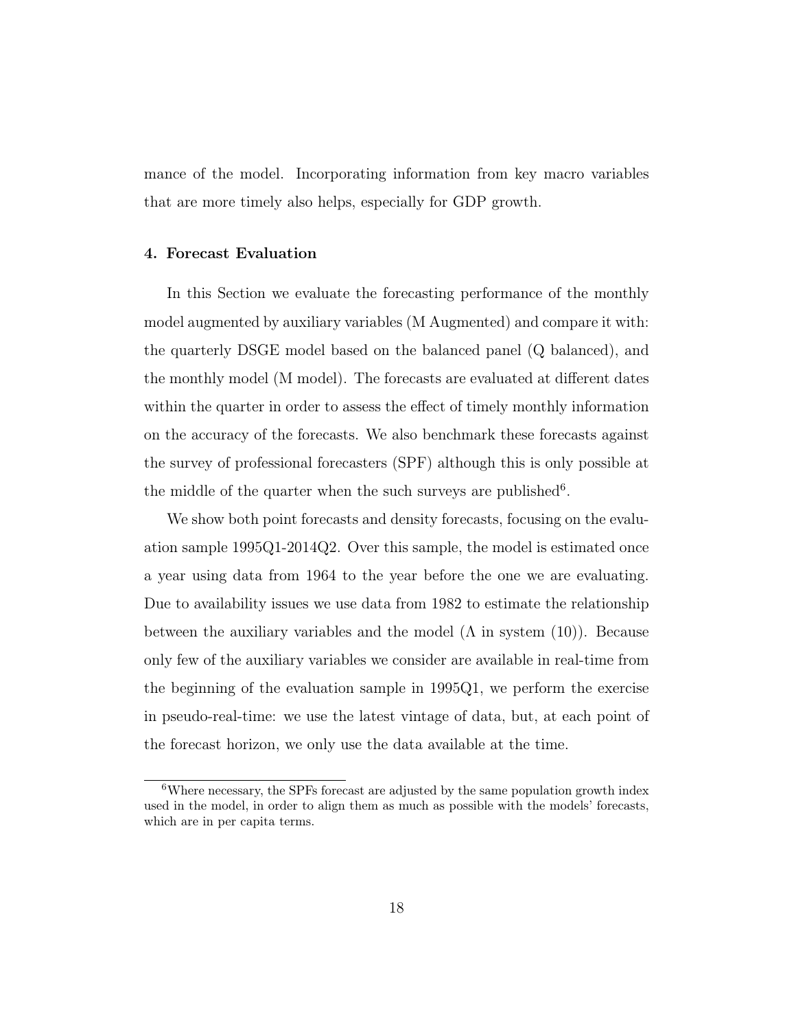mance of the model. Incorporating information from key macro variables that are more timely also helps, especially for GDP growth.

### 4. Forecast Evaluation

In this Section we evaluate the forecasting performance of the monthly model augmented by auxiliary variables (M Augmented) and compare it with: the quarterly DSGE model based on the balanced panel (Q balanced), and the monthly model (M model). The forecasts are evaluated at different dates within the quarter in order to assess the effect of timely monthly information on the accuracy of the forecasts. We also benchmark these forecasts against the survey of professional forecasters (SPF) although this is only possible at the middle of the quarter when the such surveys are published[6].

We show both point forecasts and density forecasts, focusing on the evaluation sample 1995Q1-2014Q2. Over this sample, the model is estimated once a year using data from 1964 to the year before the one we are evaluating. Due to availability issues we use data from 1982 to estimate the relationship between the auxiliary variables and the model ($\Lambda$ in system (10)). Because only few of the auxiliary variables we consider are available in real-time from the beginning of the evaluation sample in 1995Q1, we perform the exercise in pseudo-real-time: we use the latest vintage of data, but, at each point of the forecast horizon, we only use the data available at the time.

[6] Where necessary, the SPFs forecast are adjusted by the same population growth index used in the model, in order to align them as much as possible with the models' forecasts, which are in per capita terms.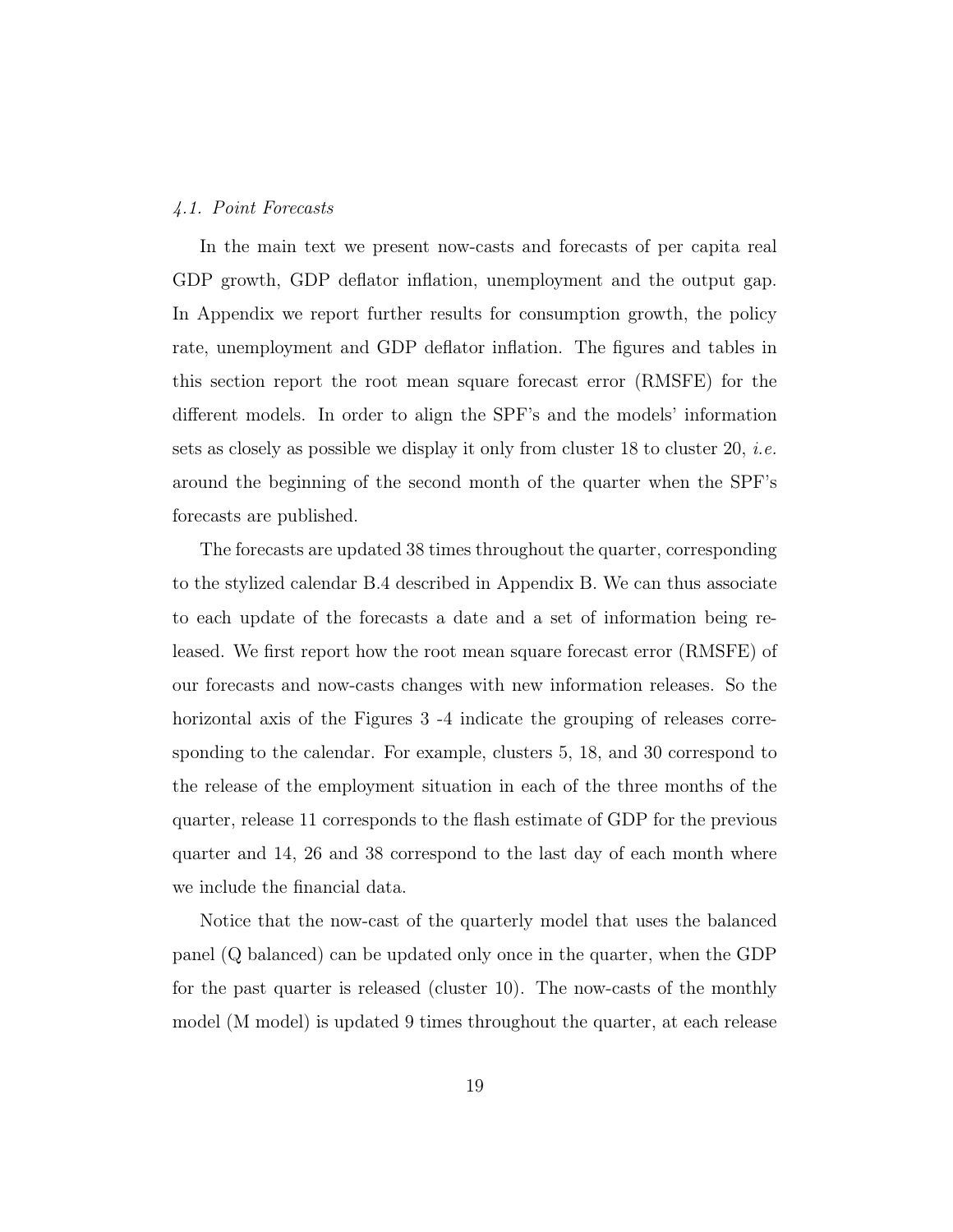### *4.1. Point Forecasts*

In the main text we present now-casts and forecasts of per capita real GDP growth, GDP deflator inflation, unemployment and the output gap. In Appendix we report further results for consumption growth, the policy rate, unemployment and GDP deflator inflation. The figures and tables in this section report the root mean square forecast error (RMSFE) for the different models. In order to align the SPF's and the models' information sets as closely as possible we display it only from cluster 18 to cluster 20, *i.e.* around the beginning of the second month of the quarter when the SPF's forecasts are published.

The forecasts are updated 38 times throughout the quarter, corresponding to the stylized calendar B.4 described in Appendix B. We can thus associate to each update of the forecasts a date and a set of information being released. We first report how the root mean square forecast error (RMSFE) of our forecasts and now-casts changes with new information releases. So the horizontal axis of the Figures 3 -4 indicate the grouping of releases corresponding to the calendar. For example, clusters 5, 18, and 30 correspond to the release of the employment situation in each of the three months of the quarter, release 11 corresponds to the flash estimate of GDP for the previous quarter and 14, 26 and 38 correspond to the last day of each month where we include the financial data.

Notice that the now-cast of the quarterly model that uses the balanced panel (Q balanced) can be updated only once in the quarter, when the GDP for the past quarter is released (cluster 10). The now-casts of the monthly model (M model) is updated 9 times throughout the quarter, at each release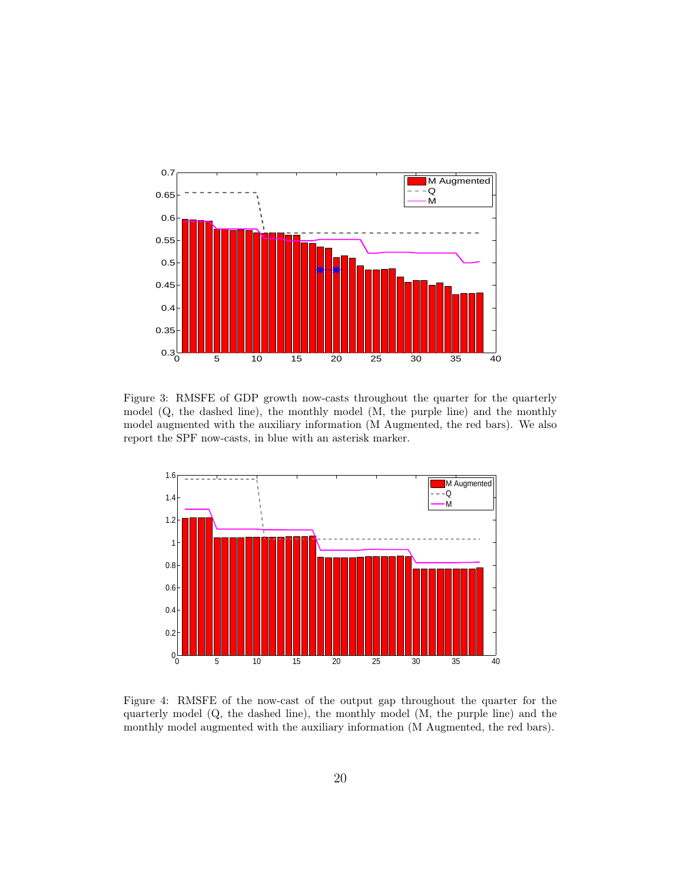Figure 3: RMSFE of GDP growth now-casts throughout the quarter for the quarterly model (Q, the dashed line), the monthly model (M, the purple line) and the monthly model augmented with the auxiliary information (M Augmented, the red bars). We also report the SPF now-casts, in blue with an asterisk marker.

Figure 4: RMSFE of the now-cast of the output gap throughout the quarter for the quarterly model (Q, the dashed line), the monthly model (M, the purple line) and the monthly model augmented with the auxiliary information (M Augmented, the red bars).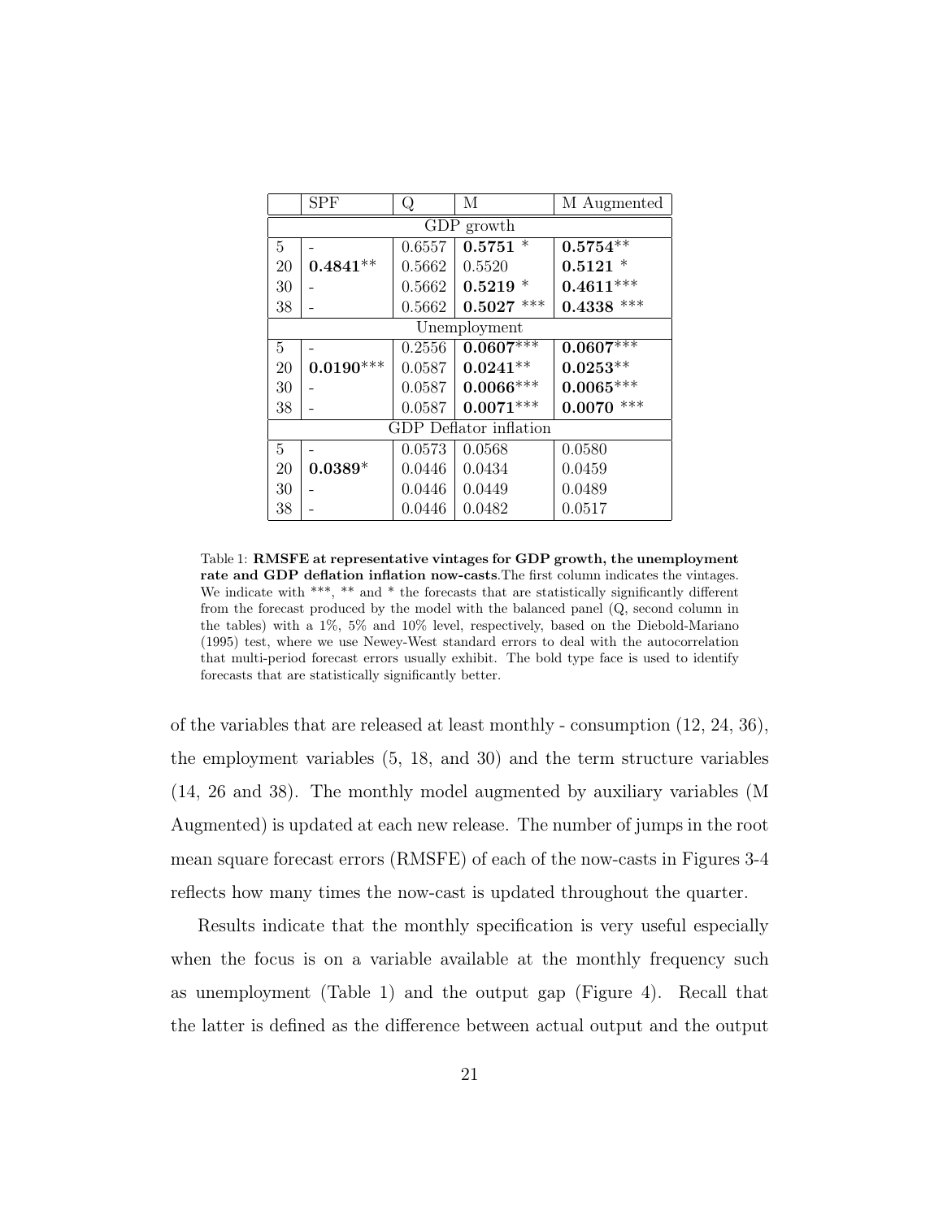|  | SPF | Q | M | M Augmented |
|---|---|---|---|---|
| GDP growth |  |  |  |  |
| 5 | - | 0.6557 | **0.5751** * | **0.5754**** |
| 20 | **0.4841**** | 0.5662 | 0.5520 | **0.5121** * |
| 30 | - | 0.5662 | **0.5219** * | **0.4611***** |
| 38 | - | 0.5662 | **0.5027** *** | **0.4338** *** |
| Unemployment |  |  |  |  |
| 5 | - | 0.2556 | **0.0607***** | **0.0607***** |
| 20 | **0.0190***** | 0.0587 | **0.0241**** | **0.0253**** |
| 30 | - | 0.0587 | **0.0066***** | **0.0065***** |
| 38 | - | 0.0587 | **0.0071***** | **0.0070** *** |
| GDP Deflator inflation |  |  |  |  |
| 5 | - | 0.0573 | 0.0568 | 0.0580 |
| 20 | **0.0389*** | 0.0446 | 0.0434 | 0.0459 |
| 30 | - | 0.0446 | 0.0449 | 0.0489 |
| 38 | - | 0.0446 | 0.0482 | 0.0517 |

Table 1: **RMSFE at representative vintages for GDP growth, the unemployment rate and GDP deflation inflation now-casts**.The first column indicates the vintages. We indicate with ***, ** and * the forecasts that are statistically significantly different from the forecast produced by the model with the balanced panel (Q, second column in the tables) with a 1%, 5% and 10% level, respectively, based on the Diebold-Mariano (1995) test, where we use Newey-West standard errors to deal with the autocorrelation that multi-period forecast errors usually exhibit. The bold type face is used to identify forecasts that are statistically significantly better.

of the variables that are released at least monthly - consumption (12, 24, 36), the employment variables (5, 18, and 30) and the term structure variables (14, 26 and 38). The monthly model augmented by auxiliary variables (M Augmented) is updated at each new release. The number of jumps in the root mean square forecast errors (RMSFE) of each of the now-casts in Figures 3-4 reflects how many times the now-cast is updated throughout the quarter.

Results indicate that the monthly specification is very useful especially when the focus is on a variable available at the monthly frequency such as unemployment (Table 1) and the output gap (Figure 4). Recall that the latter is defined as the difference between actual output and the output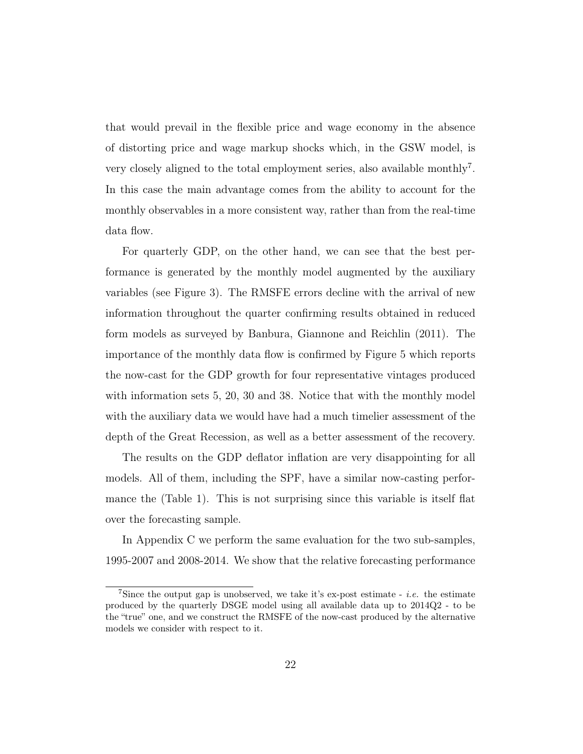that would prevail in the flexible price and wage economy in the absence of distorting price and wage markup shocks which, in the GSW model, is very closely aligned to the total employment series, also available monthly[7]. In this case the main advantage comes from the ability to account for the monthly observables in a more consistent way, rather than from the real-time data flow.

For quarterly GDP, on the other hand, we can see that the best performance is generated by the monthly model augmented by the auxiliary variables (see Figure 3). The RMSFE errors decline with the arrival of new information throughout the quarter confirming results obtained in reduced form models as surveyed by Banbura, Giannone and Reichlin (2011). The importance of the monthly data flow is confirmed by Figure 5 which reports the now-cast for the GDP growth for four representative vintages produced with information sets 5, 20, 30 and 38. Notice that with the monthly model with the auxiliary data we would have had a much timelier assessment of the depth of the Great Recession, as well as a better assessment of the recovery.

The results on the GDP deflator inflation are very disappointing for all models. All of them, including the SPF, have a similar now-casting performance the (Table 1). This is not surprising since this variable is itself flat over the forecasting sample.

In Appendix C we perform the same evaluation for the two sub-samples, 1995-2007 and 2008-2014. We show that the relative forecasting performance

[7] Since the output gap is unobserved, we take it's ex-post estimate - *i.e.* the estimate produced by the quarterly DSGE model using all available data up to 2014Q2 - to be the "true" one, and we construct the RMSFE of the now-cast produced by the alternative models we consider with respect to it.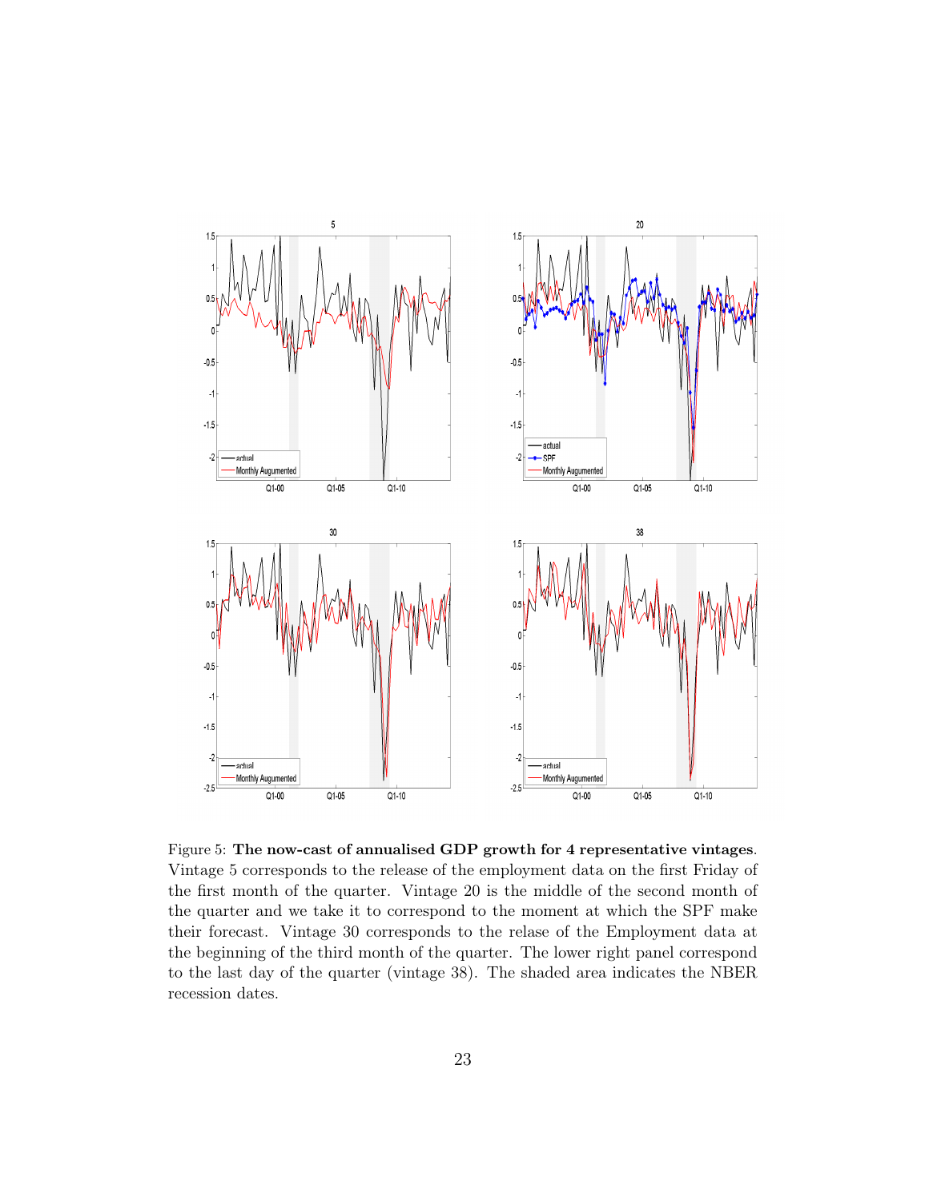Figure 5: **The now-cast of annualised GDP growth for 4 representative vintages**. Vintage 5 corresponds to the release of the employment data on the first Friday of the first month of the quarter. Vintage 20 is the middle of the second month of the quarter and we take it to correspond to the moment at which the SPF make their forecast. Vintage 30 corresponds to the relase of the Employment data at the beginning of the third month of the quarter. The lower right panel correspond to the last day of the quarter (vintage 38). The shaded area indicates the NBER recession dates.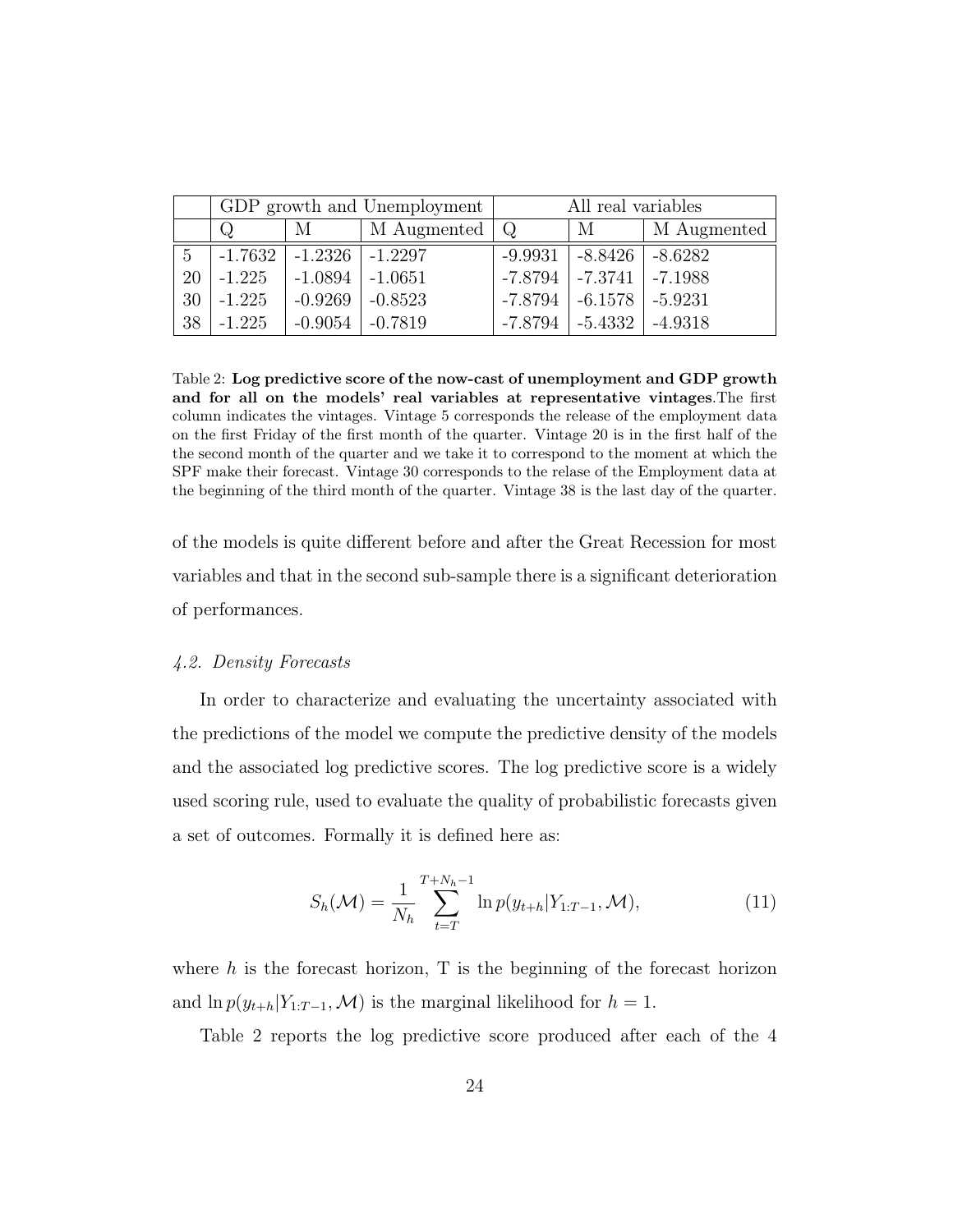| | GDP growth and Unemployment | | | All real variables | | |
|---|---|---|---|---|---|---|
| | Q | M | M Augmented | Q | M | M Augmented |
| 5 | -1.7632 | -1.2326 | -1.2297 | -9.9931 | -8.8426 | -8.6282 |
| 20 | -1.225 | -1.0894 | -1.0651 | -7.8794 | -7.3741 | -7.1988 |
| 30 | -1.225 | -0.9269 | -0.8523 | -7.8794 | -6.1578 | -5.9231 |
| 38 | -1.225 | -0.9054 | -0.7819 | -7.8794 | -5.4332 | -4.9318 |

Table 2: **Log predictive score of the now-cast of unemployment and GDP growth and for all on the models' real variables at representative vintages**.The first column indicates the vintages. Vintage 5 corresponds the release of the employment data on the first Friday of the first month of the quarter. Vintage 20 is in the first half of the the second month of the quarter and we take it to correspond to the moment at which the SPF make their forecast. Vintage 30 corresponds to the relase of the Employment data at the beginning of the third month of the quarter. Vintage 38 is the last day of the quarter.

of the models is quite different before and after the Great Recession for most variables and that in the second sub-sample there is a significant deterioration of performances.

### *4.2. Density Forecasts*

In order to characterize and evaluating the uncertainty associated with the predictions of the model we compute the predictive density of the models and the associated log predictive scores. The log predictive score is a widely used scoring rule, used to evaluate the quality of probabilistic forecasts given a set of outcomes. Formally it is defined here as:

$$S_h(\mathcal{M}) = \frac{1}{N_h} \sum_{t=T}^{T+N_h-1} \ln p(y_{t+h}|Y_{1:T-1}, \mathcal{M}), \tag{11}$$

where $h$ is the forecast horizon, T is the beginning of the forecast horizon and $\ln p(y_{t+h}|Y_{1:T-1}, \mathcal{M})$ is the marginal likelihood for $h = 1$.

Table 2 reports the log predictive score produced after each of the 4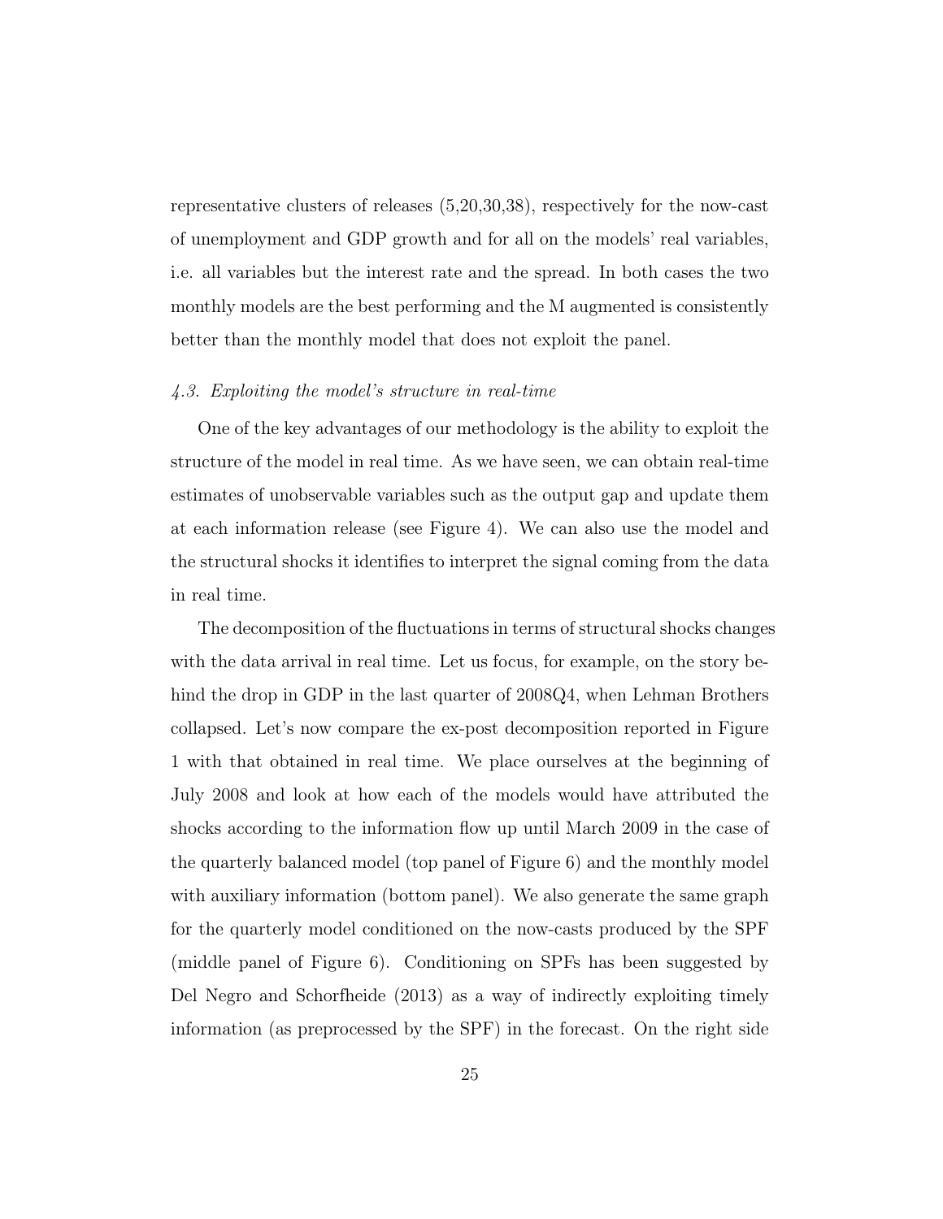representative clusters of releases (5,20,30,38), respectively for the now-cast of unemployment and GDP growth and for all on the models' real variables, i.e. all variables but the interest rate and the spread. In both cases the two monthly models are the best performing and the M augmented is consistently better than the monthly model that does not exploit the panel.

### *4.3. Exploiting the model's structure in real-time*

One of the key advantages of our methodology is the ability to exploit the structure of the model in real time. As we have seen, we can obtain real-time estimates of unobservable variables such as the output gap and update them at each information release (see Figure 4). We can also use the model and the structural shocks it identifies to interpret the signal coming from the data in real time.

The decomposition of the fluctuations in terms of structural shocks changes with the data arrival in real time. Let us focus, for example, on the story behind the drop in GDP in the last quarter of 2008Q4, when Lehman Brothers collapsed. Let's now compare the ex-post decomposition reported in Figure 1 with that obtained in real time. We place ourselves at the beginning of July 2008 and look at how each of the models would have attributed the shocks according to the information flow up until March 2009 in the case of the quarterly balanced model (top panel of Figure 6) and the monthly model with auxiliary information (bottom panel). We also generate the same graph for the quarterly model conditioned on the now-casts produced by the SPF (middle panel of Figure 6). Conditioning on SPFs has been suggested by Del Negro and Schorfheide (2013) as a way of indirectly exploiting timely information (as preprocessed by the SPF) in the forecast. On the right side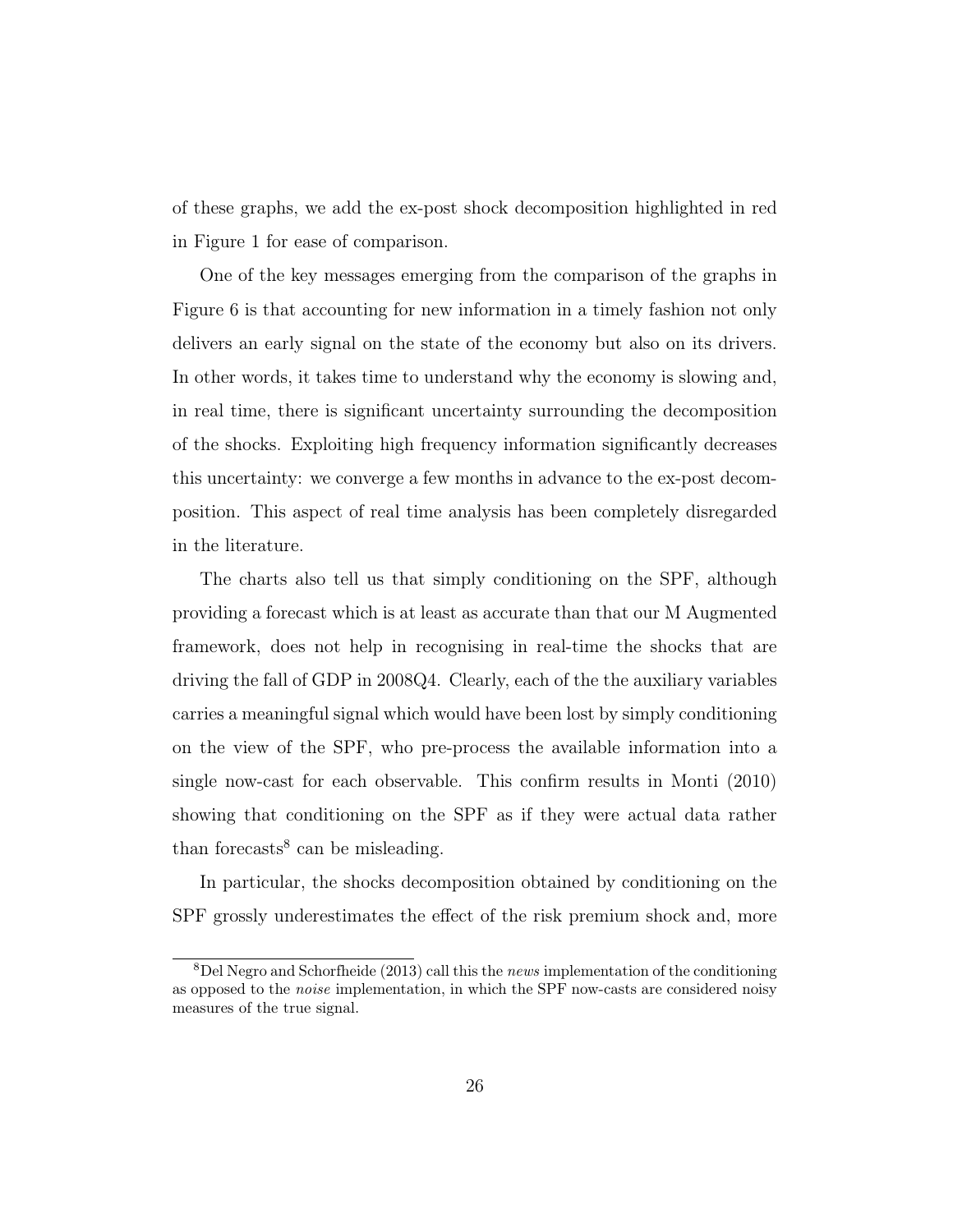of these graphs, we add the ex-post shock decomposition highlighted in red in Figure 1 for ease of comparison.

One of the key messages emerging from the comparison of the graphs in Figure 6 is that accounting for new information in a timely fashion not only delivers an early signal on the state of the economy but also on its drivers. In other words, it takes time to understand why the economy is slowing and, in real time, there is significant uncertainty surrounding the decomposition of the shocks. Exploiting high frequency information significantly decreases this uncertainty: we converge a few months in advance to the ex-post decomposition. This aspect of real time analysis has been completely disregarded in the literature.

The charts also tell us that simply conditioning on the SPF, although providing a forecast which is at least as accurate than that our M Augmented framework, does not help in recognising in real-time the shocks that are driving the fall of GDP in 2008Q4. Clearly, each of the the auxiliary variables carries a meaningful signal which would have been lost by simply conditioning on the view of the SPF, who pre-process the available information into a single now-cast for each observable. This confirm results in Monti (2010) showing that conditioning on the SPF as if they were actual data rather than forecasts[8] can be misleading.

In particular, the shocks decomposition obtained by conditioning on the SPF grossly underestimates the effect of the risk premium shock and, more

[8] Del Negro and Schorfheide (2013) call this the *news* implementation of the conditioning as opposed to the *noise* implementation, in which the SPF now-casts are considered noisy measures of the true signal.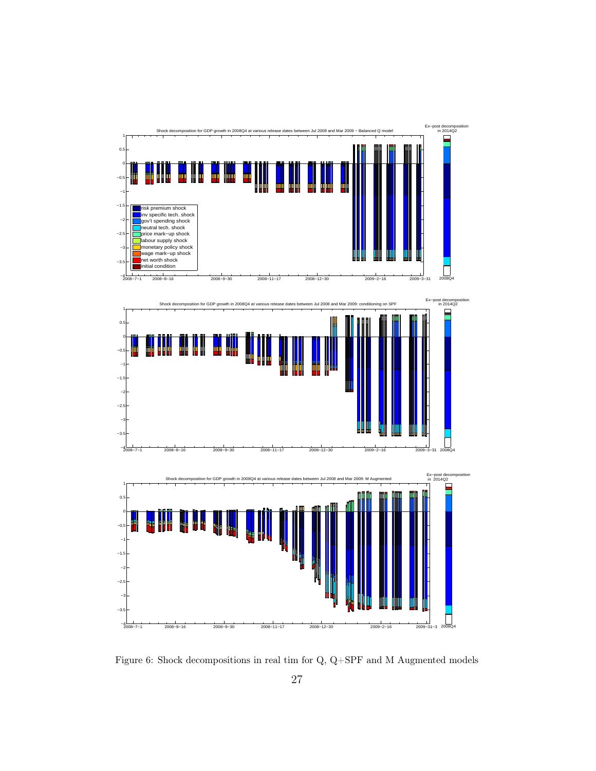Figure 6: Shock decompositions in real tim for Q, Q+SPF and M Augmented models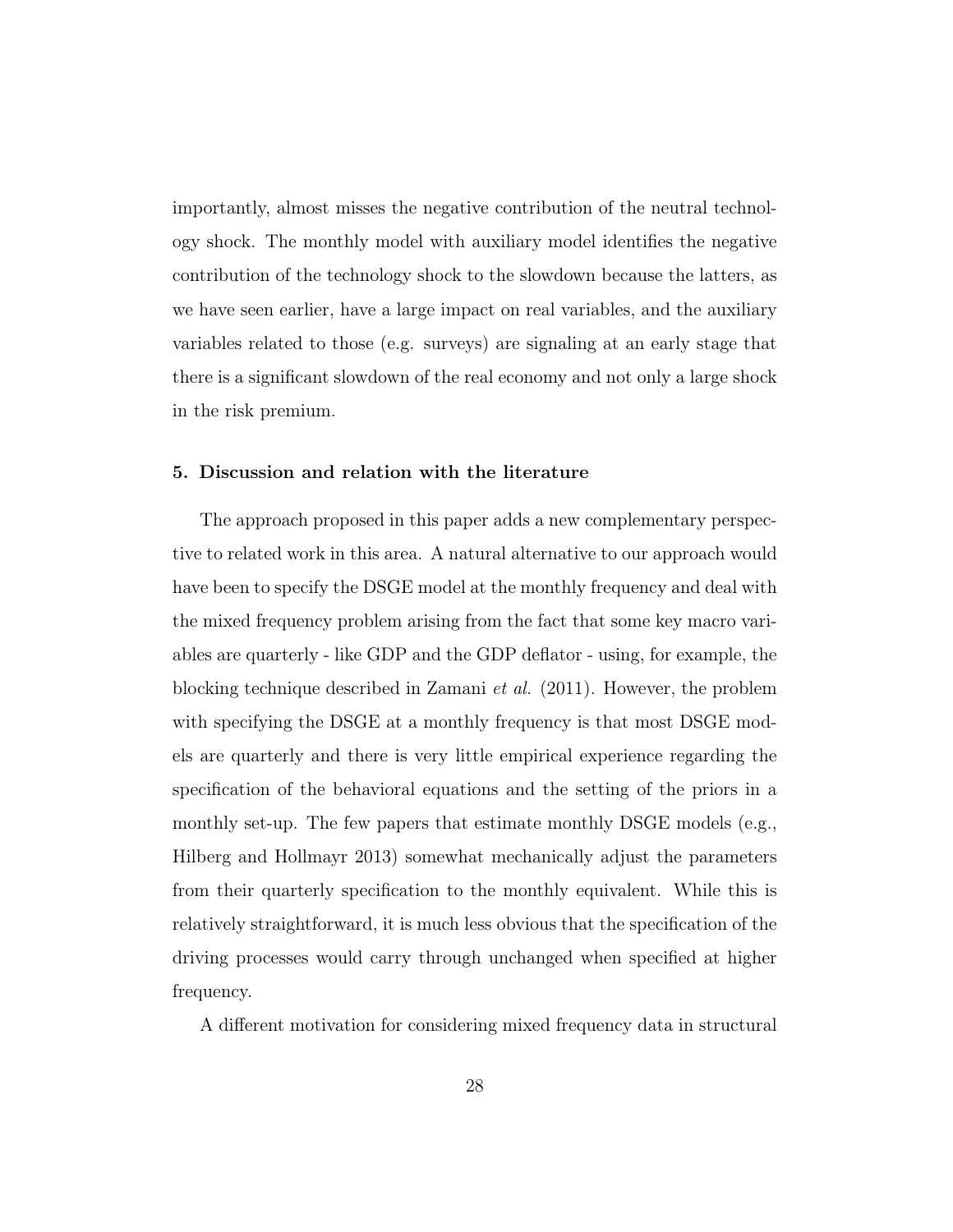importantly, almost misses the negative contribution of the neutral technology shock. The monthly model with auxiliary model identifies the negative contribution of the technology shock to the slowdown because the latters, as we have seen earlier, have a large impact on real variables, and the auxiliary variables related to those (e.g. surveys) are signaling at an early stage that there is a significant slowdown of the real economy and not only a large shock in the risk premium.

## 5. Discussion and relation with the literature

The approach proposed in this paper adds a new complementary perspective to related work in this area. A natural alternative to our approach would have been to specify the DSGE model at the monthly frequency and deal with the mixed frequency problem arising from the fact that some key macro variables are quarterly - like GDP and the GDP deflator - using, for example, the blocking technique described in Zamani *et al.* (2011). However, the problem with specifying the DSGE at a monthly frequency is that most DSGE models are quarterly and there is very little empirical experience regarding the specification of the behavioral equations and the setting of the priors in a monthly set-up. The few papers that estimate monthly DSGE models (e.g., Hilberg and Hollmayr 2013) somewhat mechanically adjust the parameters from their quarterly specification to the monthly equivalent. While this is relatively straightforward, it is much less obvious that the specification of the driving processes would carry through unchanged when specified at higher frequency.

A different motivation for considering mixed frequency data in structural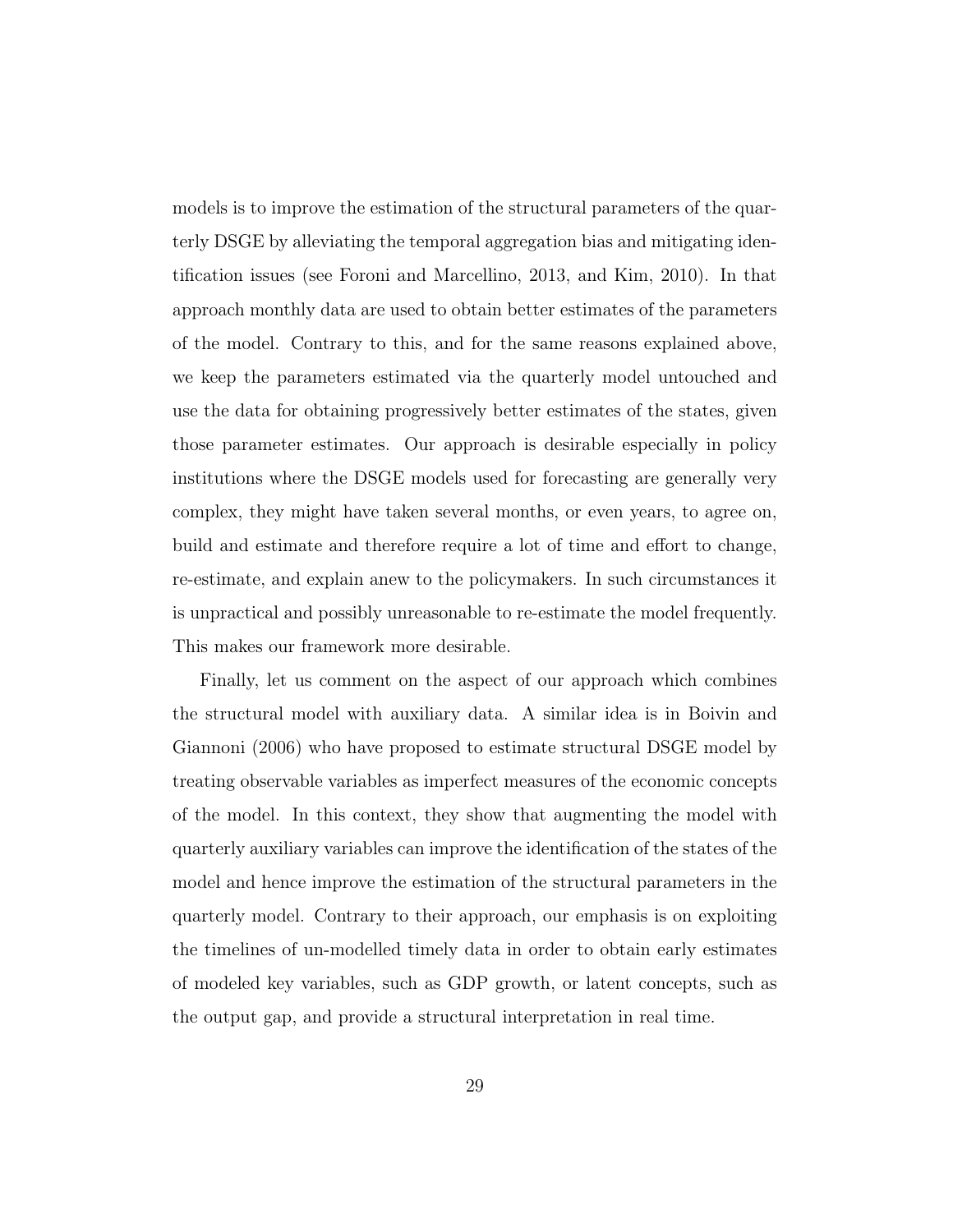models is to improve the estimation of the structural parameters of the quarterly DSGE by alleviating the temporal aggregation bias and mitigating identification issues (see Foroni and Marcellino, 2013, and Kim, 2010). In that approach monthly data are used to obtain better estimates of the parameters of the model. Contrary to this, and for the same reasons explained above, we keep the parameters estimated via the quarterly model untouched and use the data for obtaining progressively better estimates of the states, given those parameter estimates. Our approach is desirable especially in policy institutions where the DSGE models used for forecasting are generally very complex, they might have taken several months, or even years, to agree on, build and estimate and therefore require a lot of time and effort to change, re-estimate, and explain anew to the policymakers. In such circumstances it is unpractical and possibly unreasonable to re-estimate the model frequently. This makes our framework more desirable.

Finally, let us comment on the aspect of our approach which combines the structural model with auxiliary data. A similar idea is in Boivin and Giannoni (2006) who have proposed to estimate structural DSGE model by treating observable variables as imperfect measures of the economic concepts of the model. In this context, they show that augmenting the model with quarterly auxiliary variables can improve the identification of the states of the model and hence improve the estimation of the structural parameters in the quarterly model. Contrary to their approach, our emphasis is on exploiting the timelines of un-modelled timely data in order to obtain early estimates of modeled key variables, such as GDP growth, or latent concepts, such as the output gap, and provide a structural interpretation in real time.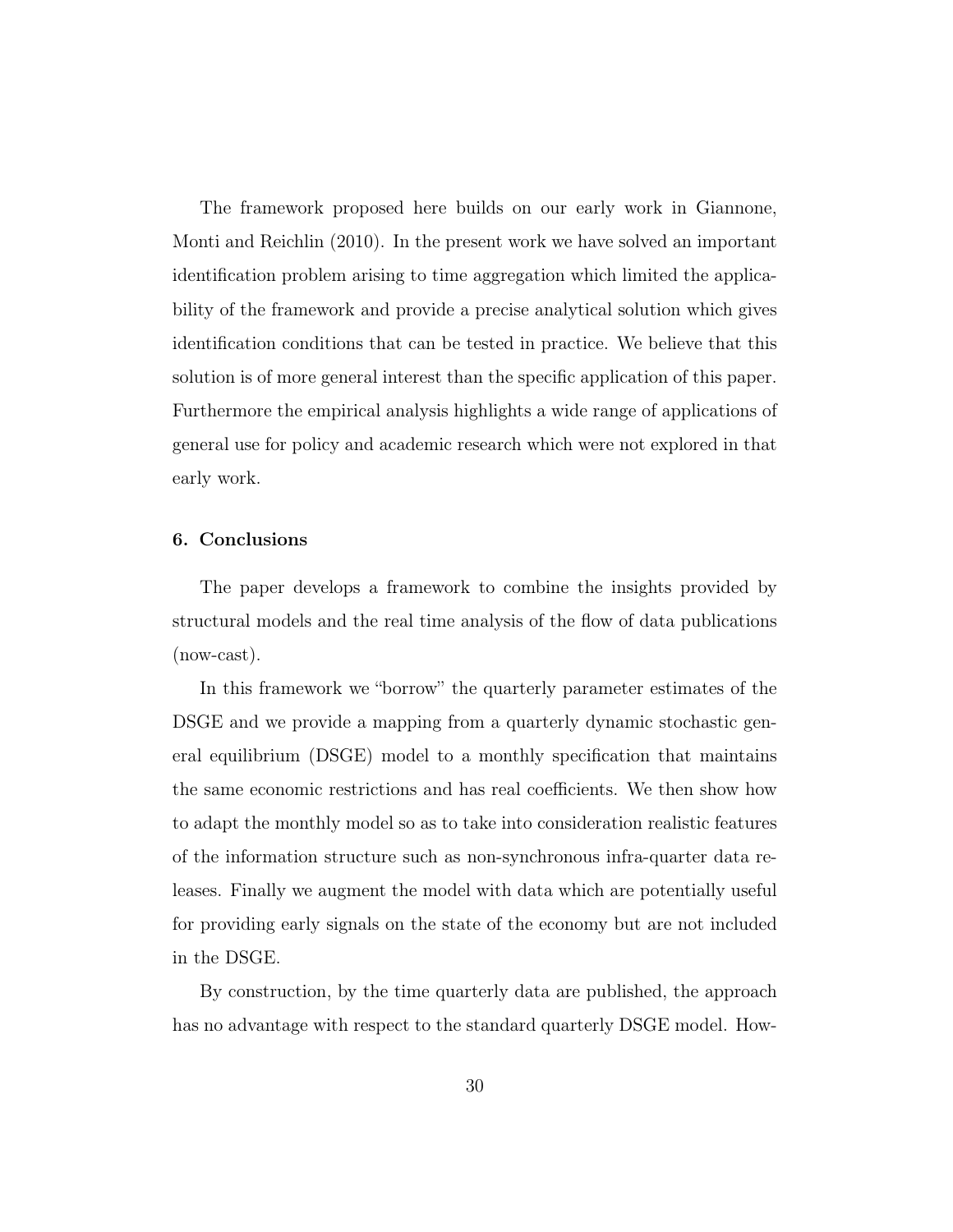The framework proposed here builds on our early work in Giannone, Monti and Reichlin (2010). In the present work we have solved an important identification problem arising to time aggregation which limited the applicability of the framework and provide a precise analytical solution which gives identification conditions that can be tested in practice. We believe that this solution is of more general interest than the specific application of this paper. Furthermore the empirical analysis highlights a wide range of applications of general use for policy and academic research which were not explored in that early work.

### 6. Conclusions

The paper develops a framework to combine the insights provided by structural models and the real time analysis of the flow of data publications (now-cast).

In this framework we "borrow" the quarterly parameter estimates of the DSGE and we provide a mapping from a quarterly dynamic stochastic general equilibrium (DSGE) model to a monthly specification that maintains the same economic restrictions and has real coefficients. We then show how to adapt the monthly model so as to take into consideration realistic features of the information structure such as non-synchronous infra-quarter data releases. Finally we augment the model with data which are potentially useful for providing early signals on the state of the economy but are not included in the DSGE.

By construction, by the time quarterly data are published, the approach has no advantage with respect to the standard quarterly DSGE model. How-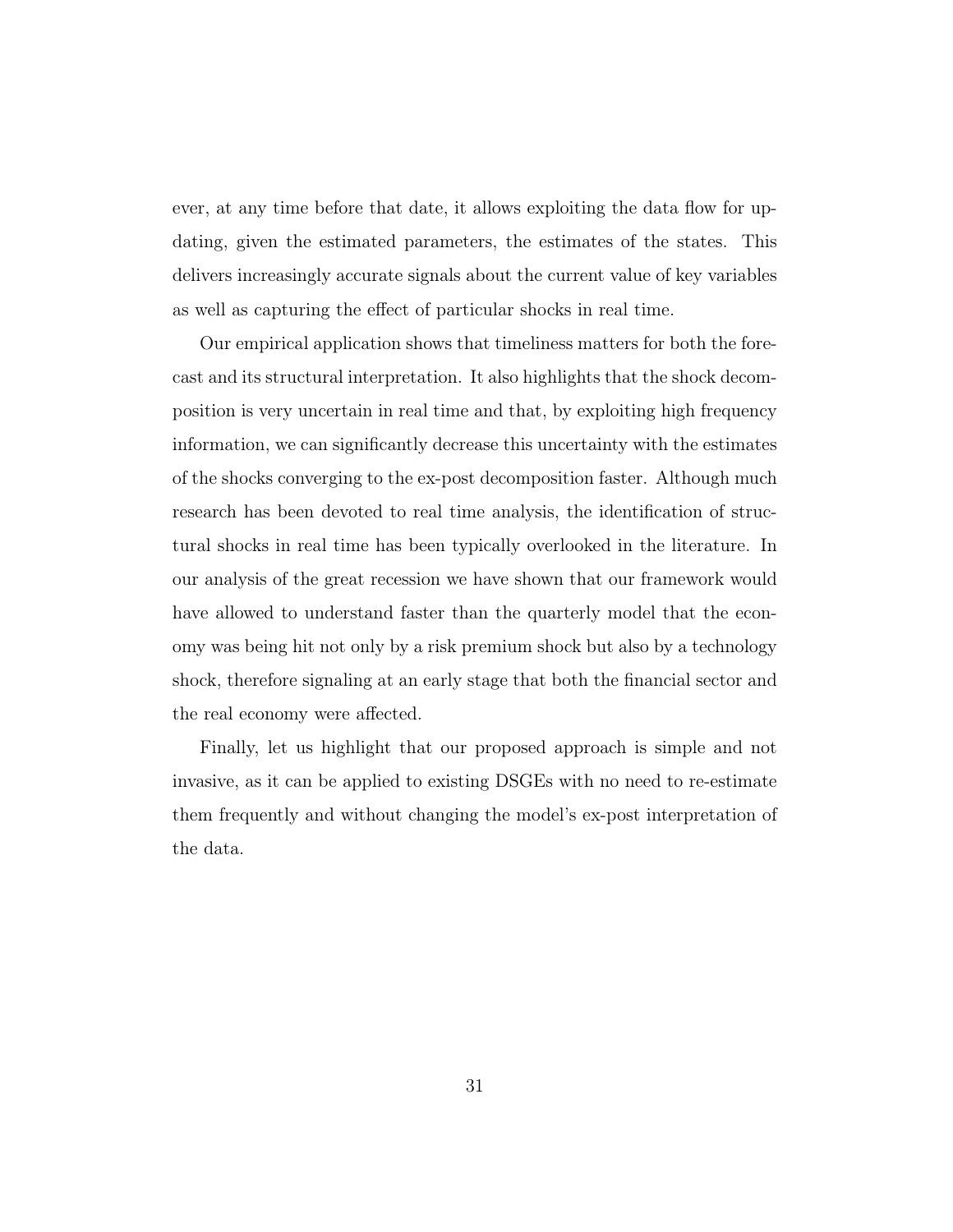ever, at any time before that date, it allows exploiting the data flow for updating, given the estimated parameters, the estimates of the states. This delivers increasingly accurate signals about the current value of key variables as well as capturing the effect of particular shocks in real time.

Our empirical application shows that timeliness matters for both the forecast and its structural interpretation. It also highlights that the shock decomposition is very uncertain in real time and that, by exploiting high frequency information, we can significantly decrease this uncertainty with the estimates of the shocks converging to the ex-post decomposition faster. Although much research has been devoted to real time analysis, the identification of structural shocks in real time has been typically overlooked in the literature. In our analysis of the great recession we have shown that our framework would have allowed to understand faster than the quarterly model that the economy was being hit not only by a risk premium shock but also by a technology shock, therefore signaling at an early stage that both the financial sector and the real economy were affected.

Finally, let us highlight that our proposed approach is simple and not invasive, as it can be applied to existing DSGEs with no need to re-estimate them frequently and without changing the model's ex-post interpretation of the data.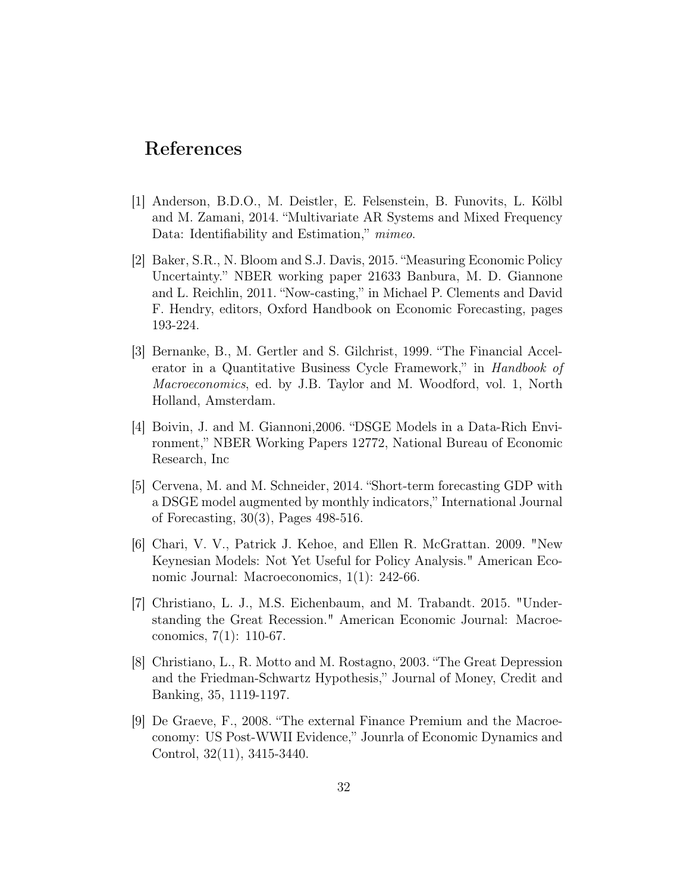# References

[1] Anderson, B.D.O., M. Deistler, E. Felsenstein, B. Funovits, L. Kölbl and M. Zamani, 2014. "Multivariate AR Systems and Mixed Frequency Data: Identifiability and Estimation," *mimeo*.

[2] Baker, S.R., N. Bloom and S.J. Davis, 2015. "Measuring Economic Policy Uncertainty." NBER working paper 21633 Banbura, M. D. Giannone and L. Reichlin, 2011. "Now-casting," in Michael P. Clements and David F. Hendry, editors, Oxford Handbook on Economic Forecasting, pages 193-224.

[3] Bernanke, B., M. Gertler and S. Gilchrist, 1999. "The Financial Accelerator in a Quantitative Business Cycle Framework," in *Handbook of Macroeconomics*, ed. by J.B. Taylor and M. Woodford, vol. 1, North Holland, Amsterdam.

[4] Boivin, J. and M. Giannoni,2006. "DSGE Models in a Data-Rich Environment," NBER Working Papers 12772, National Bureau of Economic Research, Inc

[5] Cervena, M. and M. Schneider, 2014. "Short-term forecasting GDP with a DSGE model augmented by monthly indicators," International Journal of Forecasting, 30(3), Pages 498-516.

[6] Chari, V. V., Patrick J. Kehoe, and Ellen R. McGrattan. 2009. "New Keynesian Models: Not Yet Useful for Policy Analysis." American Economic Journal: Macroeconomics, 1(1): 242-66.

[7] Christiano, L. J., M.S. Eichenbaum, and M. Trabandt. 2015. "Understanding the Great Recession." American Economic Journal: Macroeconomics, 7(1): 110-67.

[8] Christiano, L., R. Motto and M. Rostagno, 2003. "The Great Depression and the Friedman-Schwartz Hypothesis," Journal of Money, Credit and Banking, 35, 1119-1197.

[9] De Graeve, F., 2008. "The external Finance Premium and the Macroeconomy: US Post-WWII Evidence," Jounrla of Economic Dynamics and Control, 32(11), 3415-3440.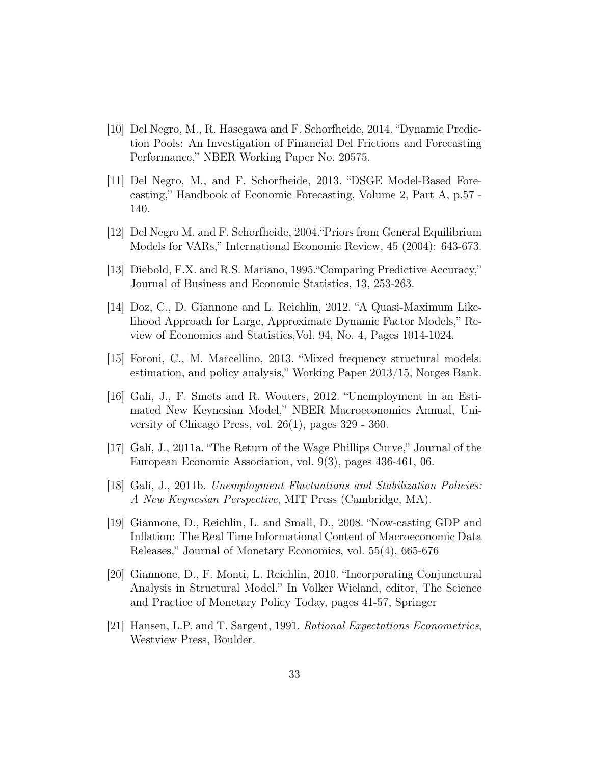[10] Del Negro, M., R. Hasegawa and F. Schorfheide, 2014. "Dynamic Prediction Pools: An Investigation of Financial Del Frictions and Forecasting Performance," NBER Working Paper No. 20575.

[11] Del Negro, M., and F. Schorfheide, 2013. "DSGE Model-Based Forecasting," Handbook of Economic Forecasting, Volume 2, Part A, p.57 - 140.

[12] Del Negro M. and F. Schorfheide, 2004."Priors from General Equilibrium Models for VARs," International Economic Review, 45 (2004): 643-673.

[13] Diebold, F.X. and R.S. Mariano, 1995."Comparing Predictive Accuracy," Journal of Business and Economic Statistics, 13, 253-263.

[14] Doz, C., D. Giannone and L. Reichlin, 2012. "A Quasi-Maximum Likelihood Approach for Large, Approximate Dynamic Factor Models," Review of Economics and Statistics,Vol. 94, No. 4, Pages 1014-1024.

[15] Foroni, C., M. Marcellino, 2013. "Mixed frequency structural models: estimation, and policy analysis," Working Paper 2013/15, Norges Bank.

[16] Galí, J., F. Smets and R. Wouters, 2012. "Unemployment in an Estimated New Keynesian Model," NBER Macroeconomics Annual, University of Chicago Press, vol. 26(1), pages 329 - 360.

[17] Galí, J., 2011a. "The Return of the Wage Phillips Curve," Journal of the European Economic Association, vol. 9(3), pages 436-461, 06.

[18] Galí, J., 2011b. *Unemployment Fluctuations and Stabilization Policies: A New Keynesian Perspective*, MIT Press (Cambridge, MA).

[19] Giannone, D., Reichlin, L. and Small, D., 2008. "Now-casting GDP and Inflation: The Real Time Informational Content of Macroeconomic Data Releases," Journal of Monetary Economics, vol. 55(4), 665-676

[20] Giannone, D., F. Monti, L. Reichlin, 2010. "Incorporating Conjunctural Analysis in Structural Model." In Volker Wieland, editor, The Science and Practice of Monetary Policy Today, pages 41-57, Springer

[21] Hansen, L.P. and T. Sargent, 1991. *Rational Expectations Econometrics*, Westview Press, Boulder.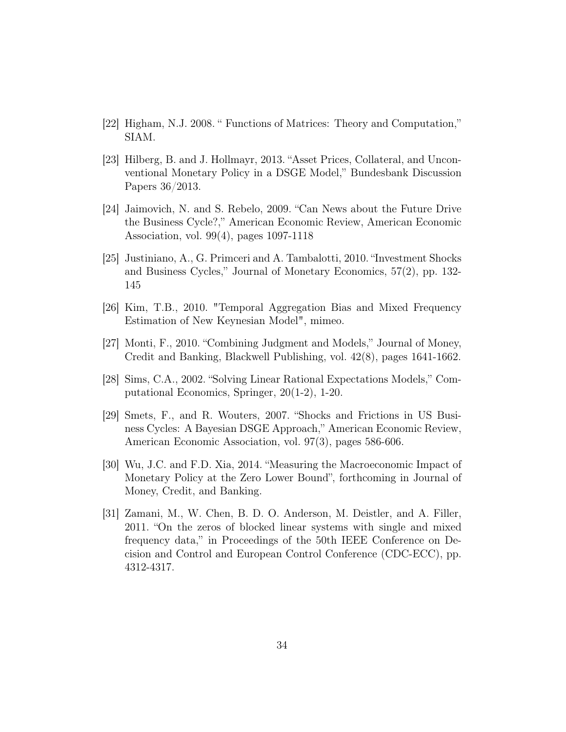[22] Higham, N.J. 2008. " Functions of Matrices: Theory and Computation," SIAM.

[23] Hilberg, B. and J. Hollmayr, 2013. "Asset Prices, Collateral, and Unconventional Monetary Policy in a DSGE Model," Bundesbank Discussion Papers 36/2013.

[24] Jaimovich, N. and S. Rebelo, 2009. "Can News about the Future Drive the Business Cycle?," American Economic Review, American Economic Association, vol. 99(4), pages 1097-1118

[25] Justiniano, A., G. Primceri and A. Tambalotti, 2010. "Investment Shocks and Business Cycles," Journal of Monetary Economics, 57(2), pp. 132-145

[26] Kim, T.B., 2010. "Temporal Aggregation Bias and Mixed Frequency Estimation of New Keynesian Model", mimeo.

[27] Monti, F., 2010. "Combining Judgment and Models," Journal of Money, Credit and Banking, Blackwell Publishing, vol. 42(8), pages 1641-1662.

[28] Sims, C.A., 2002. "Solving Linear Rational Expectations Models," Computational Economics, Springer, 20(1-2), 1-20.

[29] Smets, F., and R. Wouters, 2007. "Shocks and Frictions in US Business Cycles: A Bayesian DSGE Approach," American Economic Review, American Economic Association, vol. 97(3), pages 586-606.

[30] Wu, J.C. and F.D. Xia, 2014. "Measuring the Macroeconomic Impact of Monetary Policy at the Zero Lower Bound", forthcoming in Journal of Money, Credit, and Banking.

[31] Zamani, M., W. Chen, B. D. O. Anderson, M. Deistler, and A. Filler, 2011. "On the zeros of blocked linear systems with single and mixed frequency data," in Proceedings of the 50th IEEE Conference on Decision and Control and European Control Conference (CDC-ECC), pp. 4312-4317.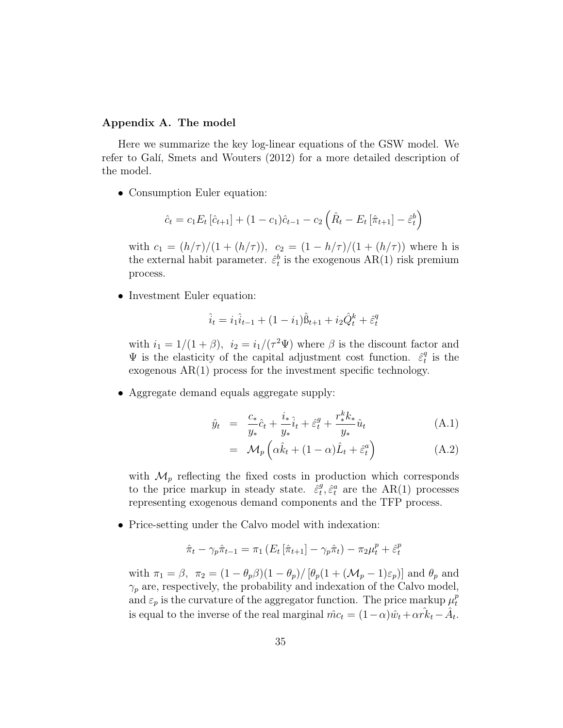### Appendix A. The model

Here we summarize the key log-linear equations of the GSW model. We refer to Galí, Smets and Wouters (2012) for a more detailed description of the model.

- Consumption Euler equation:

$$\hat{c}_t = c_1 E_t \left[\hat{c}_{t+1}\right] + (1 - c_1)\hat{c}_{t-1} - c_2 \left(\hat{R}_t - E_t \left[\hat{\pi}_{t+1}\right] - \hat{\varepsilon}_t^b\right)$$

  with $c_1 = (h/\tau)/(1 + (h/\tau))$, $c_2 = (1 - h/\tau)/(1 + (h/\tau))$ where h is the external habit parameter. $\hat{\varepsilon}_t^b$ is the exogenous AR(1) risk premium process.

- Investment Euler equation:

$$\hat{i}_t = i_1 \hat{i}_{t-1} + (1 - i_1)\hat{\text{ß}}_{t+1} + i_2 \hat{Q}_t^k + \hat{\varepsilon}_t^q$$

  with $i_1 = 1/(1 + \beta)$, $i_2 = i_1/(\tau^2 \Psi)$ where $\beta$ is the discount factor and $\Psi$ is the elasticity of the capital adjustment cost function. $\hat{\varepsilon}_t^q$ is the exogenous AR(1) process for the investment specific technology.

- Aggregate demand equals aggregate supply:

$$\hat{y}_t = \frac{c_*}{y_*}\hat{c}_t + \frac{i_*}{y_*}\hat{i}_t + \hat{\varepsilon}_t^g + \frac{r_*^k k_*}{y_*}\hat{u}_t \tag{A.1}$$

$$= \mathcal{M}_p \left(\alpha \hat{k}_t + (1 - \alpha)\hat{L}_t + \hat{\varepsilon}_t^a\right) \tag{A.2}$$

  with $\mathcal{M}_p$ reflecting the fixed costs in production which corresponds to the price markup in steady state. $\hat{\varepsilon}_t^g, \hat{\varepsilon}_t^a$ are the AR(1) processes representing exogenous demand components and the TFP process.

- Price-setting under the Calvo model with indexation:

$$\hat{\pi}_t - \gamma_p \hat{\pi}_{t-1} = \pi_1 \left(E_t \left[\hat{\pi}_{t+1}\right] - \gamma_p \hat{\pi}_t\right) - \pi_2 \mu_t^p + \hat{\varepsilon}_t^p$$

  with $\pi_1 = \beta$, $\pi_2 = (1 - \theta_p \beta)(1 - \theta_p)/\left[\theta_p(1 + (\mathcal{M}_p - 1)\varepsilon_p)\right]$ and $\theta_p$ and $\gamma_p$ are, respectively, the probability and indexation of the Calvo model, and $\varepsilon_p$ is the curvature of the aggregator function. The price markup $\mu_t^p$ is equal to the inverse of the real marginal $\hat{mc}_t = (1-\alpha)\hat{w}_t + \alpha \hat{rk}_t - \hat{A}_t$.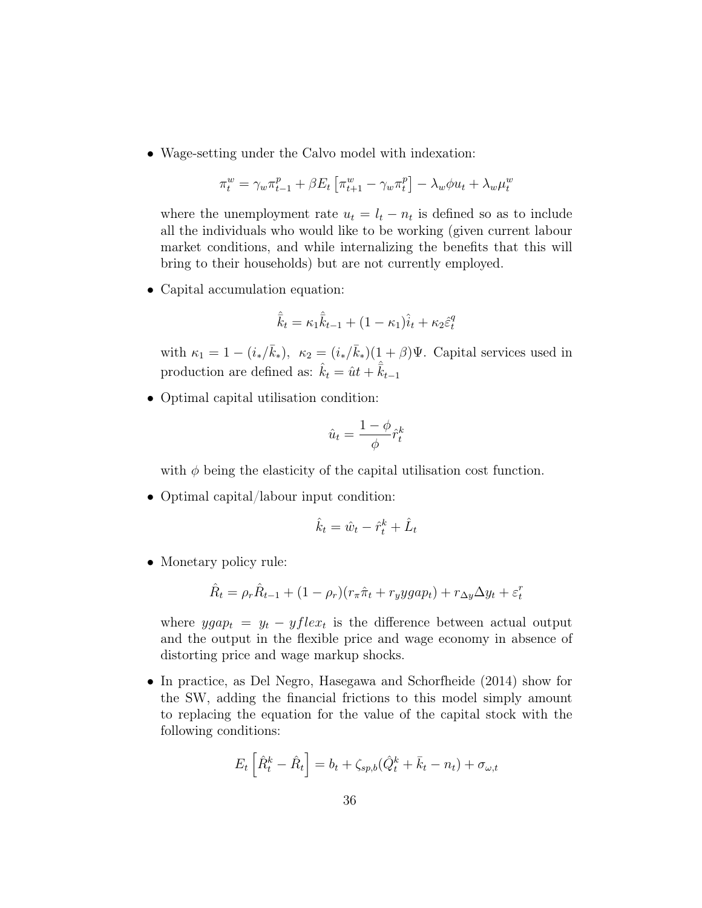- Wage-setting under the Calvo model with indexation:

$$\pi_t^w = \gamma_w \pi_{t-1}^p + \beta E_t \left[\pi_{t+1}^w - \gamma_w \pi_t^p\right] - \lambda_w \phi u_t + \lambda_w \mu_t^w$$

  where the unemployment rate $u_t = l_t - n_t$ is defined so as to include all the individuals who would like to be working (given current labour market conditions, and while internalizing the benefits that this will bring to their households) but are not currently employed.

- Capital accumulation equation:

$$\hat{\bar{k}}_t = \kappa_1 \hat{\bar{k}}_{t-1} + (1 - \kappa_1)\hat{i}_t + \kappa_2 \hat{\varepsilon}_t^q$$

  with $\kappa_1 = 1 - (i_*/\bar{k}_*)$, $\kappa_2 = (i_*/\bar{k}_*)(1+\beta)\Psi$. Capital services used in production are defined as: $\hat{k}_t = \hat{u}t + \hat{\bar{k}}_{t-1}$

- Optimal capital utilisation condition:

$$\hat{u}_t = \frac{1-\phi}{\phi}\hat{r}_t^k$$

  with $\phi$ being the elasticity of the capital utilisation cost function.

- Optimal capital/labour input condition:

$$\hat{k}_t = \hat{w}_t - \hat{r}_t^k + \hat{L}_t$$

- Monetary policy rule:

$$\hat{R}_t = \rho_r \hat{R}_{t-1} + (1-\rho_r)(r_\pi \hat{\pi}_t + r_y ygap_t) + r_{\Delta y}\Delta y_t + \varepsilon_t^r$$

  where $ygap_t = y_t - yflex_t$ is the difference between actual output and the output in the flexible price and wage economy in absence of distorting price and wage markup shocks.

- In practice, as Del Negro, Hasegawa and Schorfheide (2014) show for the SW, adding the financial frictions to this model simply amount to replacing the equation for the value of the capital stock with the following conditions:

$$E_t\left[\hat{R}_t^k - \hat{R}_t\right] = b_t + \zeta_{sp,b}(\hat{Q}_t^k + \bar{k}_t - n_t) + \sigma_{\omega,t}$$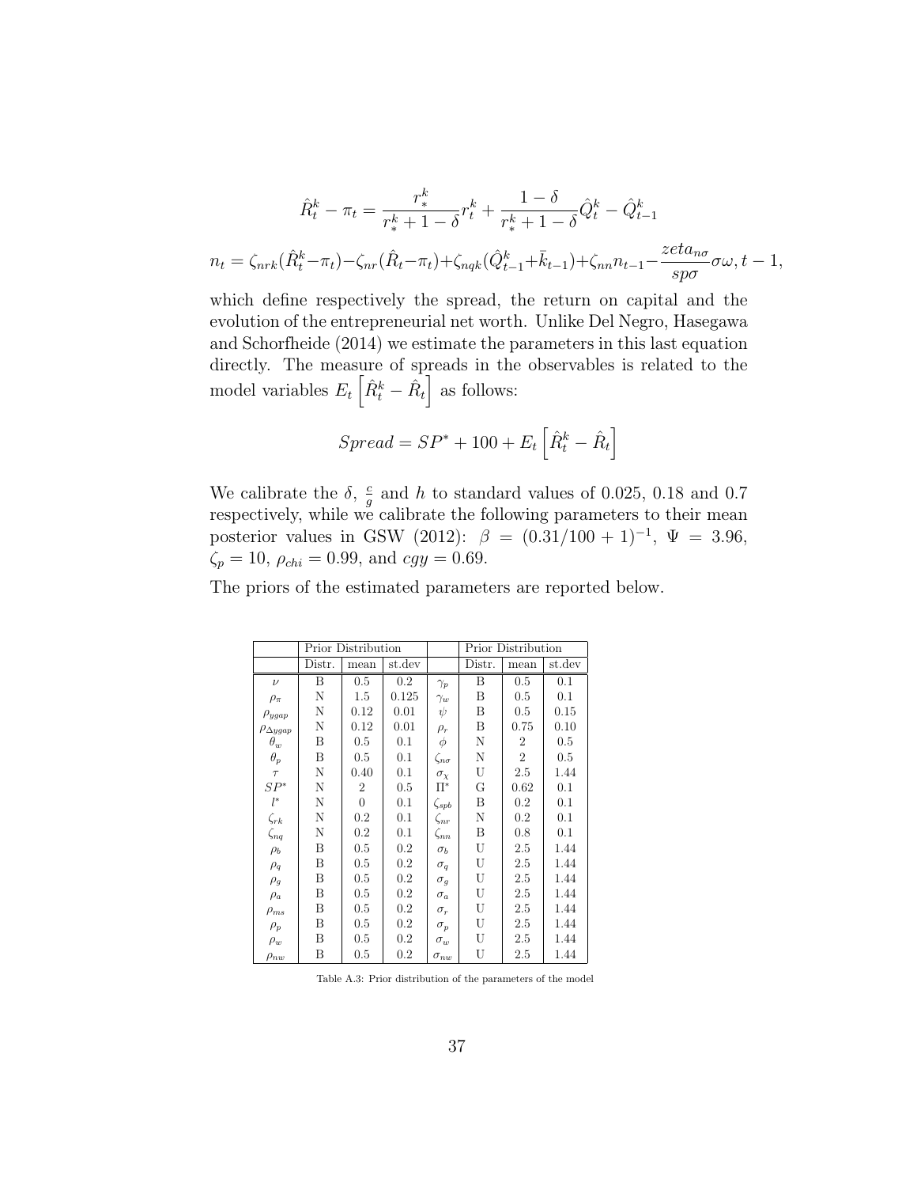$$\hat{R}_t^k - \pi_t = \frac{r_*^k}{r_*^k + 1 - \delta} r_t^k + \frac{1-\delta}{r_*^k + 1 - \delta} \hat{Q}_t^k - \hat{Q}_{t-1}^k$$

$$n_t = \zeta_{nrk}(\hat{R}_t^k - \pi_t) - \zeta_{nr}(\hat{R}_t - \pi_t) + \zeta_{nqk}(\hat{Q}_{t-1}^k + \bar{k}_{t-1}) + \zeta_{nn} n_{t-1} - \frac{zeta_{n\sigma}}{sp\sigma} \sigma\omega, t-1,$$

which define respectively the spread, the return on capital and the evolution of the entrepreneurial net worth. Unlike Del Negro, Hasegawa and Schorfheide (2014) we estimate the parameters in this last equation directly. The measure of spreads in the observables is related to the model variables $E_t\left[\hat{R}_t^k - \hat{R}_t\right]$ as follows:

$$Spread = SP^* + 100 + E_t\left[\hat{R}_t^k - \hat{R}_t\right]$$

We calibrate the $\delta$, $\frac{c}{g}$ and $h$ to standard values of 0.025, 0.18 and 0.7 respectively, while we calibrate the following parameters to their mean posterior values in GSW (2012): $\beta = (0.31/100 + 1)^{-1}$, $\Psi = 3.96$, $\zeta_p = 10$, $\rho_{chi} = 0.99$, and $cgy = 0.69$.

The priors of the estimated parameters are reported below.

| | Prior Distribution | | | | Prior Distribution | | |
|---|---|---|---|---|---|---|---|
| | Distr. | mean | st.dev | | Distr. | mean | st.dev |
| $\nu$ | B | 0.5 | 0.2 | $\gamma_p$ | B | 0.5 | 0.1 |
| $\rho_\pi$ | N | 1.5 | 0.125 | $\gamma_w$ | B | 0.5 | 0.1 |
| $\rho_{ygap}$ | N | 0.12 | 0.01 | $\psi$ | B | 0.5 | 0.15 |
| $\rho_{\Delta ygap}$ | N | 0.12 | 0.01 | $\rho_r$ | B | 0.75 | 0.10 |
| $\theta_w$ | B | 0.5 | 0.1 | $\phi$ | N | 2 | 0.5 |
| $\theta_p$ | B | 0.5 | 0.1 | $\zeta_{n\sigma}$ | N | 2 | 0.5 |
| $\tau$ | N | 0.40 | 0.1 | $\sigma_\chi$ | U | 2.5 | 1.44 |
| $SP^*$ | N | 2 | 0.5 | $\Pi^*$ | G | 0.62 | 0.1 |
| $l^*$ | N | 0 | 0.1 | $\zeta_{spb}$ | B | 0.2 | 0.1 |
| $\zeta_{rk}$ | N | 0.2 | 0.1 | $\zeta_{nr}$ | N | 0.2 | 0.1 |
| $\zeta_{nq}$ | N | 0.2 | 0.1 | $\zeta_{nn}$ | B | 0.8 | 0.1 |
| $\rho_b$ | B | 0.5 | 0.2 | $\sigma_b$ | U | 2.5 | 1.44 |
| $\rho_q$ | B | 0.5 | 0.2 | $\sigma_q$ | U | 2.5 | 1.44 |
| $\rho_g$ | B | 0.5 | 0.2 | $\sigma_g$ | U | 2.5 | 1.44 |
| $\rho_a$ | B | 0.5 | 0.2 | $\sigma_a$ | U | 2.5 | 1.44 |
| $\rho_{ms}$ | B | 0.5 | 0.2 | $\sigma_r$ | U | 2.5 | 1.44 |
| $\rho_p$ | B | 0.5 | 0.2 | $\sigma_p$ | U | 2.5 | 1.44 |
| $\rho_w$ | B | 0.5 | 0.2 | $\sigma_w$ | U | 2.5 | 1.44 |
| $\rho_{nw}$ | B | 0.5 | 0.2 | $\sigma_{nw}$ | U | 2.5 | 1.44 |

Table A.3: Prior distribution of the parameters of the model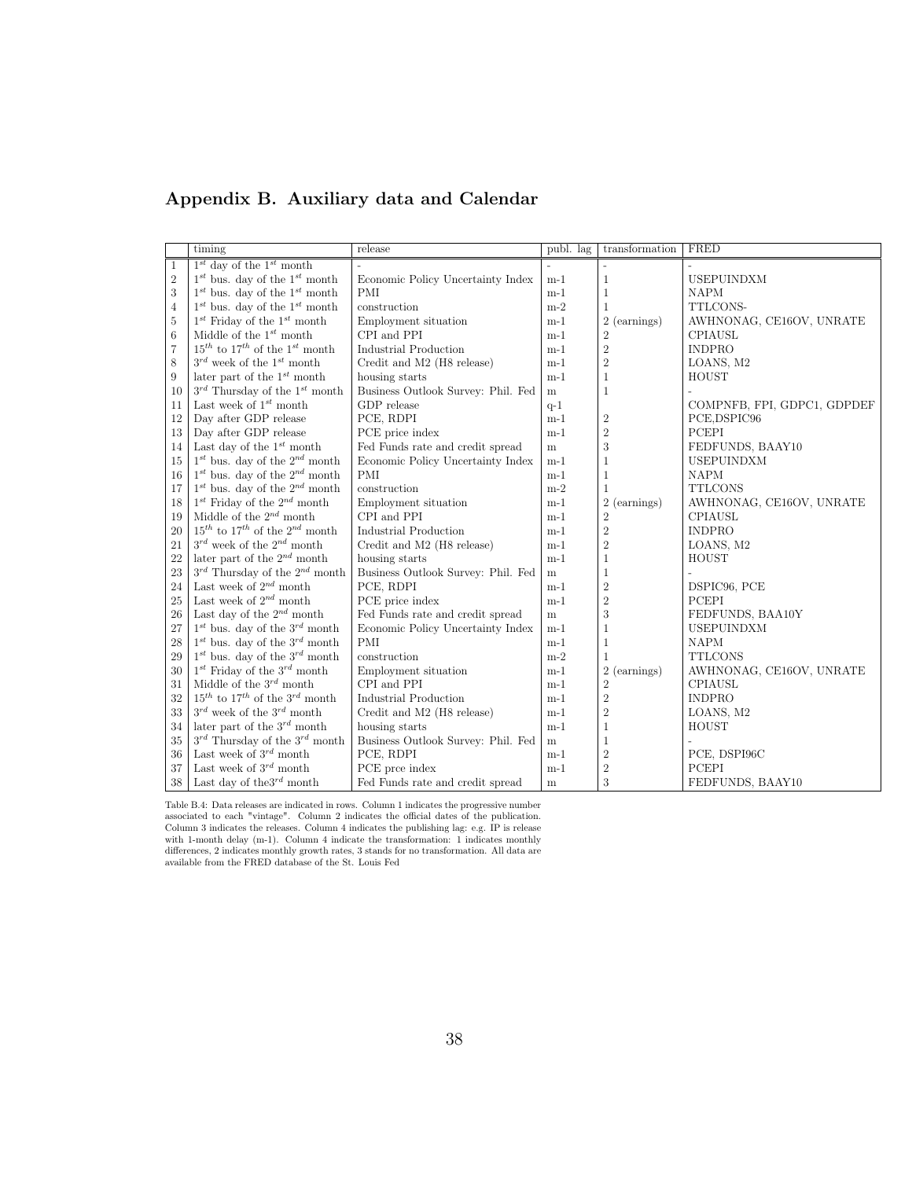## Appendix B. Auxiliary data and Calendar

| | timing | release | publ. lag | transformation | FRED |
|---|---|---|---|---|---|
| 1 | $1^{st}$ day of the $1^{st}$ month | - | - | - | - |
| 2 | $1^{st}$ bus. day of the $1^{st}$ month | Economic Policy Uncertainty Index | m-1 | 1 | USEPUINDXM |
| 3 | $1^{st}$ bus. day of the $1^{st}$ month | PMI | m-1 | 1 | NAPM |
| 4 | $1^{st}$ bus. day of the $1^{st}$ month | construction | m-2 | 1 | TTLCONS- |
| 5 | $1^{st}$ Friday of the $1^{st}$ month | Employment situation | m-1 | 2 (earnings) | AWHNONAG, CE16OV, UNRATE |
| 6 | Middle of the $1^{st}$ month | CPI and PPI | m-1 | 2 | CPIAUSL |
| 7 | $15^{th}$ to $17^{th}$ of the $1^{st}$ month | Industrial Production | m-1 | 2 | INDPRO |
| 8 | $3^{rd}$ week of the $1^{st}$ month | Credit and M2 (H8 release) | m-1 | 2 | LOANS, M2 |
| 9 | later part of the $1^{st}$ month | housing starts | m-1 | 1 | HOUST |
| 10 | $3^{rd}$ Thursday of the $1^{st}$ month | Business Outlook Survey: Phil. Fed | m | 1 | - |
| 11 | Last week of $1^{st}$ month | GDP release | q-1 | | COMPNFB, FPI, GDPC1, GDPDEF |
| 12 | Day after GDP release | PCE, RDPI | m-1 | 2 | PCE,DSPIC96 |
| 13 | Day after GDP release | PCE price index | m-1 | 2 | PCEPI |
| 14 | Last day of the $1^{st}$ month | Fed Funds rate and credit spread | m | 3 | FEDFUNDS, BAAY10 |
| 15 | $1^{st}$ bus. day of the $2^{nd}$ month | Economic Policy Uncertainty Index | m-1 | 1 | USEPUINDXM |
| 16 | $1^{st}$ bus. day of the $2^{nd}$ month | PMI | m-1 | 1 | NAPM |
| 17 | $1^{st}$ bus. day of the $2^{nd}$ month | construction | m-2 | 1 | TTLCONS |
| 18 | $1^{st}$ Friday of the $2^{nd}$ month | Employment situation | m-1 | 2 (earnings) | AWHNONAG, CE16OV, UNRATE |
| 19 | Middle of the $2^{nd}$ month | CPI and PPI | m-1 | 2 | CPIAUSL |
| 20 | $15^{th}$ to $17^{th}$ of the $2^{nd}$ month | Industrial Production | m-1 | 2 | INDPRO |
| 21 | $3^{rd}$ week of the $2^{nd}$ month | Credit and M2 (H8 release) | m-1 | 2 | LOANS, M2 |
| 22 | later part of the $2^{nd}$ month | housing starts | m-1 | 1 | HOUST |
| 23 | $3^{rd}$ Thursday of the $2^{nd}$ month | Business Outlook Survey: Phil. Fed | m | 1 | - |
| 24 | Last week of $2^{nd}$ month | PCE, RDPI | m-1 | 2 | DSPIC96, PCE |
| 25 | Last week of $2^{nd}$ month | PCE price index | m-1 | 2 | PCEPI |
| 26 | Last day of the $2^{nd}$ month | Fed Funds rate and credit spread | m | 3 | FEDFUNDS, BAA10Y |
| 27 | $1^{st}$ bus. day of the $3^{rd}$ month | Economic Policy Uncertainty Index | m-1 | 1 | USEPUINDXM |
| 28 | $1^{st}$ bus. day of the $3^{rd}$ month | PMI | m-1 | 1 | NAPM |
| 29 | $1^{st}$ bus. day of the $3^{rd}$ month | construction | m-2 | 1 | TTLCONS |
| 30 | $1^{st}$ Friday of the $3^{rd}$ month | Employment situation | m-1 | 2 (earnings) | AWHNONAG, CE16OV, UNRATE |
| 31 | Middle of the $3^{rd}$ month | CPI and PPI | m-1 | 2 | CPIAUSL |
| 32 | $15^{th}$ to $17^{th}$ of the $3^{rd}$ month | Industrial Production | m-1 | 2 | INDPRO |
| 33 | $3^{rd}$ week of the $3^{rd}$ month | Credit and M2 (H8 release) | m-1 | 2 | LOANS, M2 |
| 34 | later part of the $3^{rd}$ month | housing starts | m-1 | 1 | HOUST |
| 35 | $3^{rd}$ Thursday of the $3^{rd}$ month | Business Outlook Survey: Phil. Fed | m | 1 | - |
| 36 | Last week of $3^{rd}$ month | PCE, RDPI | m-1 | 2 | PCE, DSPI96C |
| 37 | Last week of $3^{rd}$ month | PCE prce index | m-1 | 2 | PCEPI |
| 38 | Last day of the$3^{rd}$ month | Fed Funds rate and credit spread | m | 3 | FEDFUNDS, BAAY10 |

Table B.4: Data releases are indicated in rows. Column 1 indicates the progressive number associated to each "vintage". Column 2 indicates the official dates of the publication. Column 3 indicates the releases. Column 4 indicates the publishing lag: e.g. IP is release with 1-month delay (m-1). Column 4 indicate the transformation: 1 indicates monthly differences, 2 indicates monthly growth rates, 3 stands for no transformation. All data are available from the FRED database of the St. Louis Fed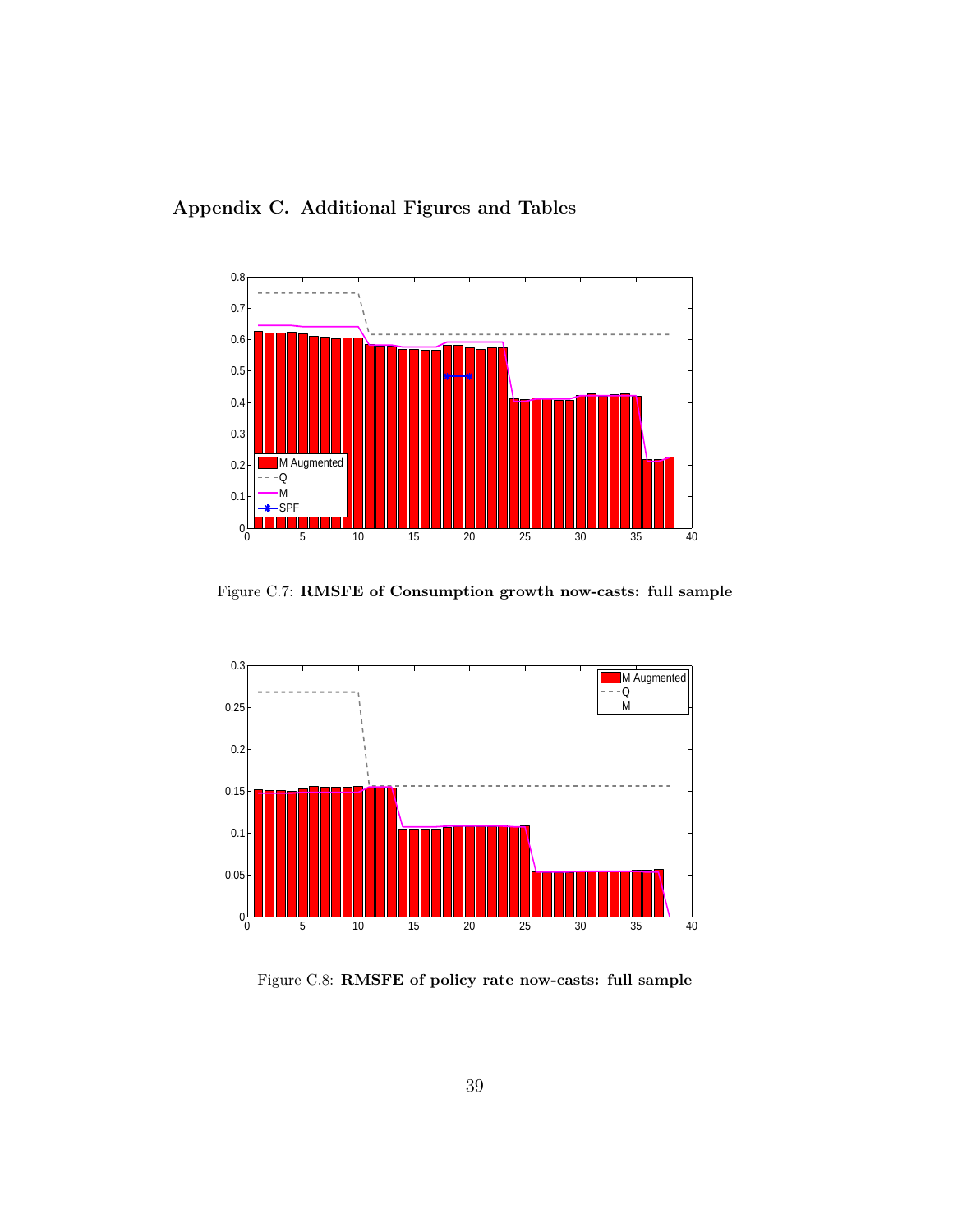## Appendix C. Additional Figures and Tables

Figure C.7: **RMSFE of Consumption growth now-casts: full sample**

Figure C.8: **RMSFE of policy rate now-casts: full sample**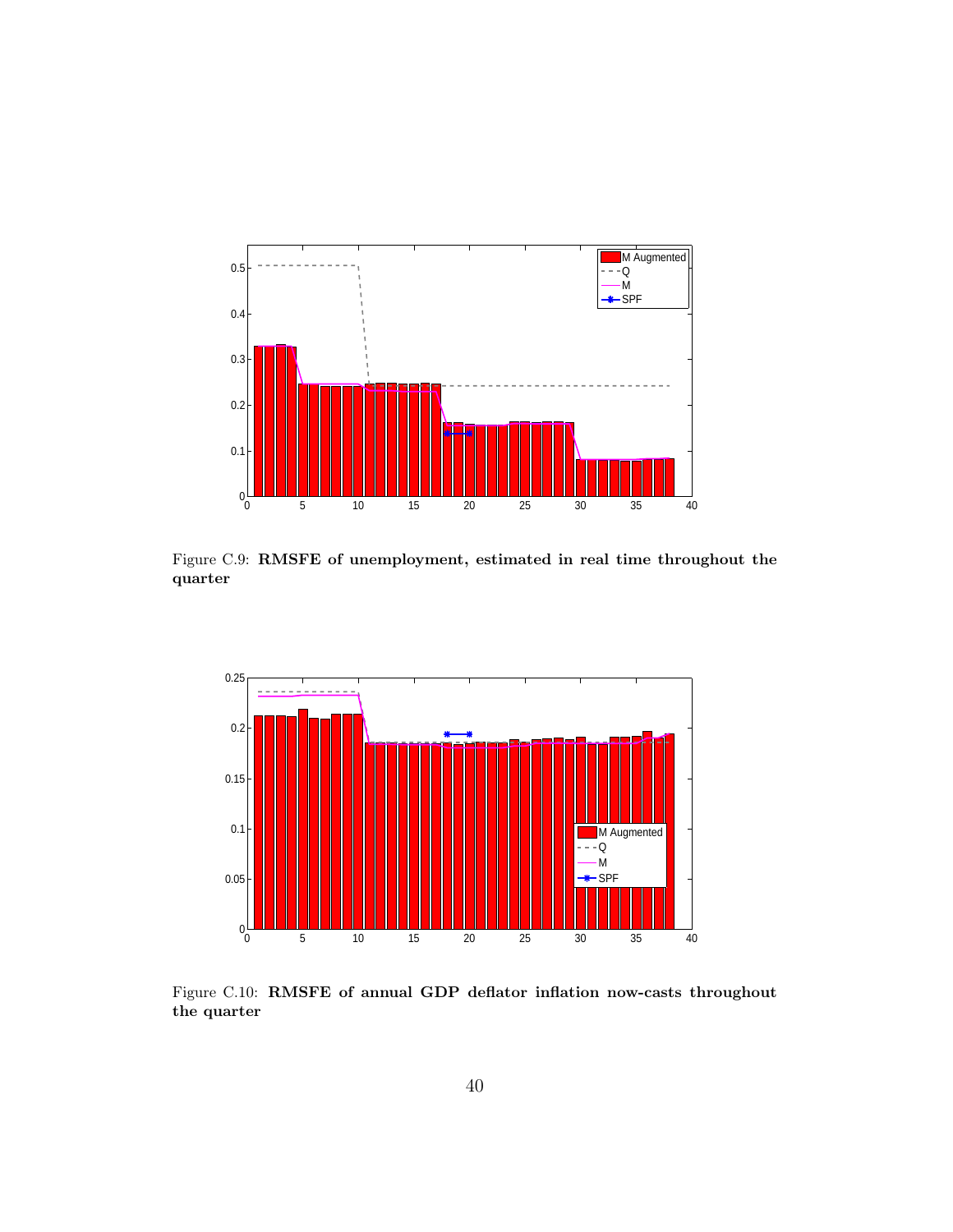Figure C.9: **RMSFE of unemployment, estimated in real time throughout the quarter**

Figure C.10: **RMSFE of annual GDP deflator inflation now-casts throughout the quarter**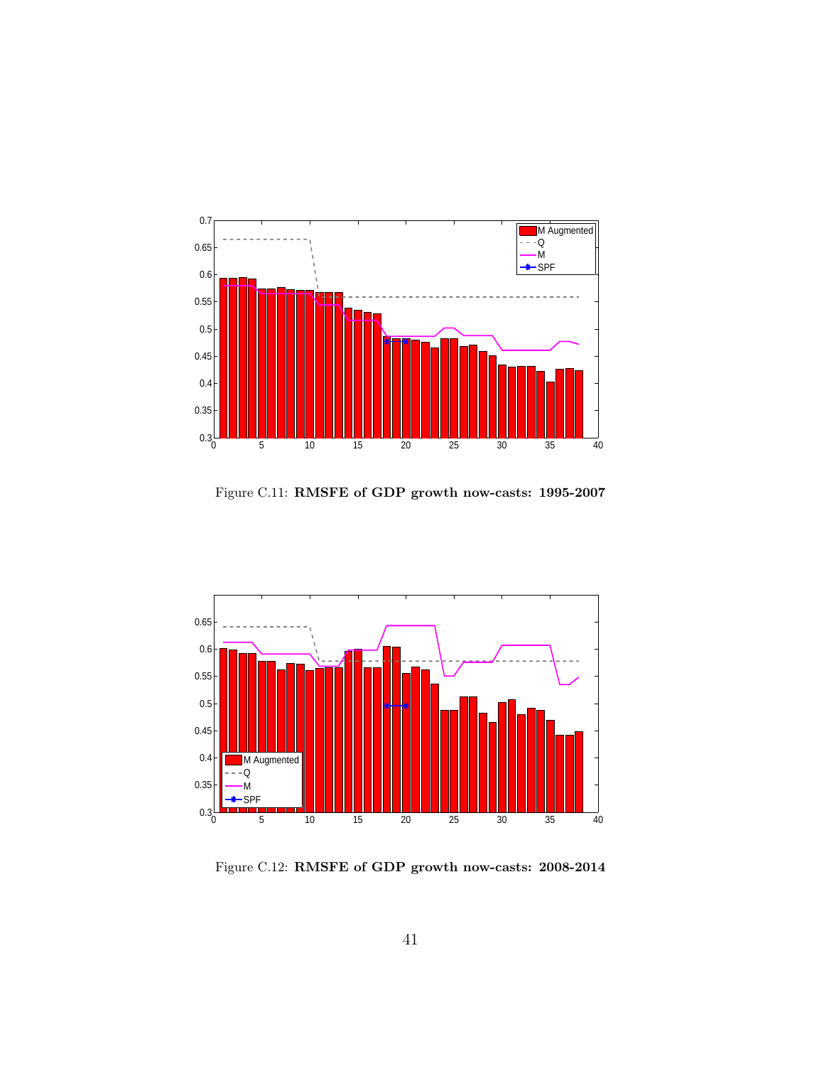Figure C.11: **RMSFE of GDP growth now-casts: 1995-2007**

Figure C.12: **RMSFE of GDP growth now-casts: 2008-2014**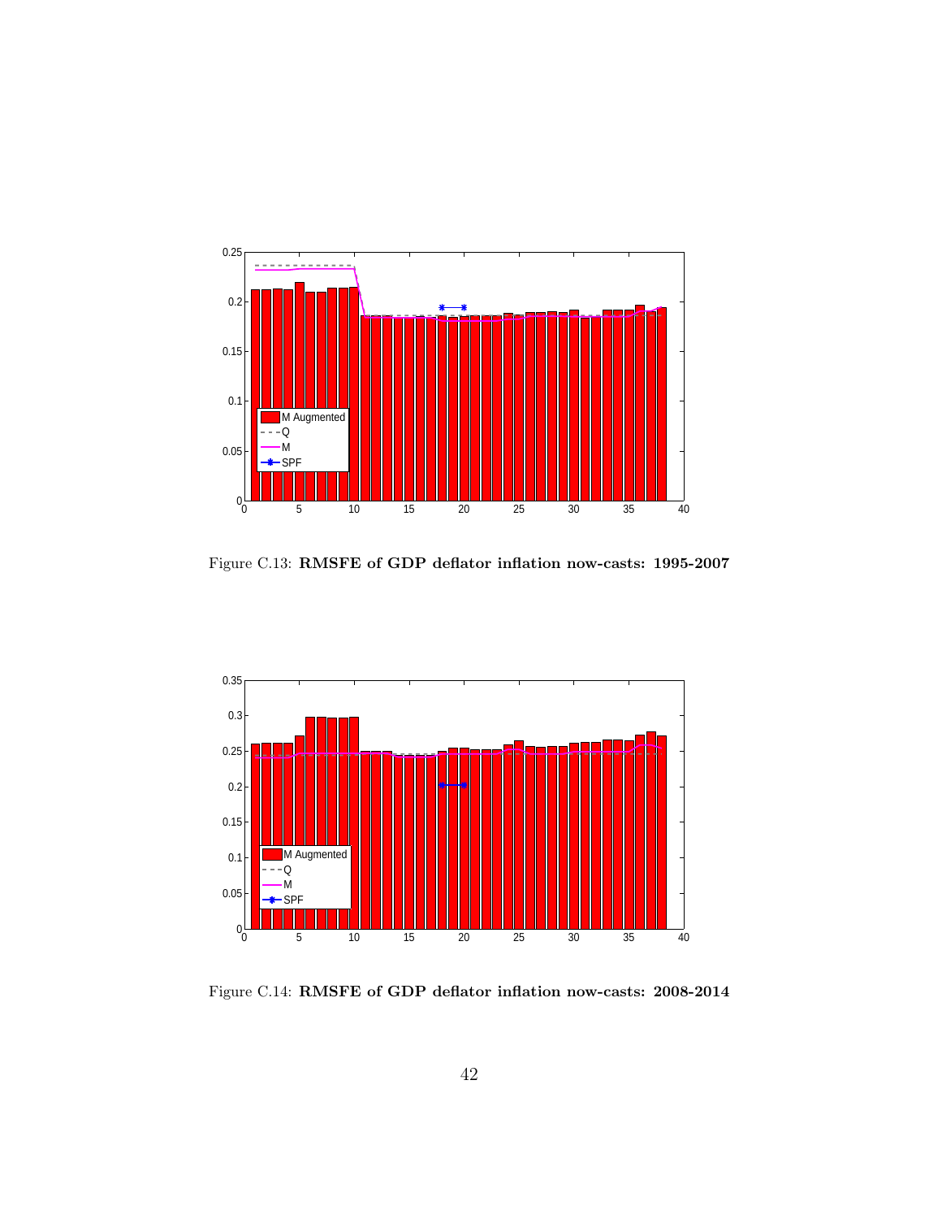Figure C.13: **RMSFE of GDP deflator inflation now-casts: 1995-2007**

Figure C.14: **RMSFE of GDP deflator inflation now-casts: 2008-2014**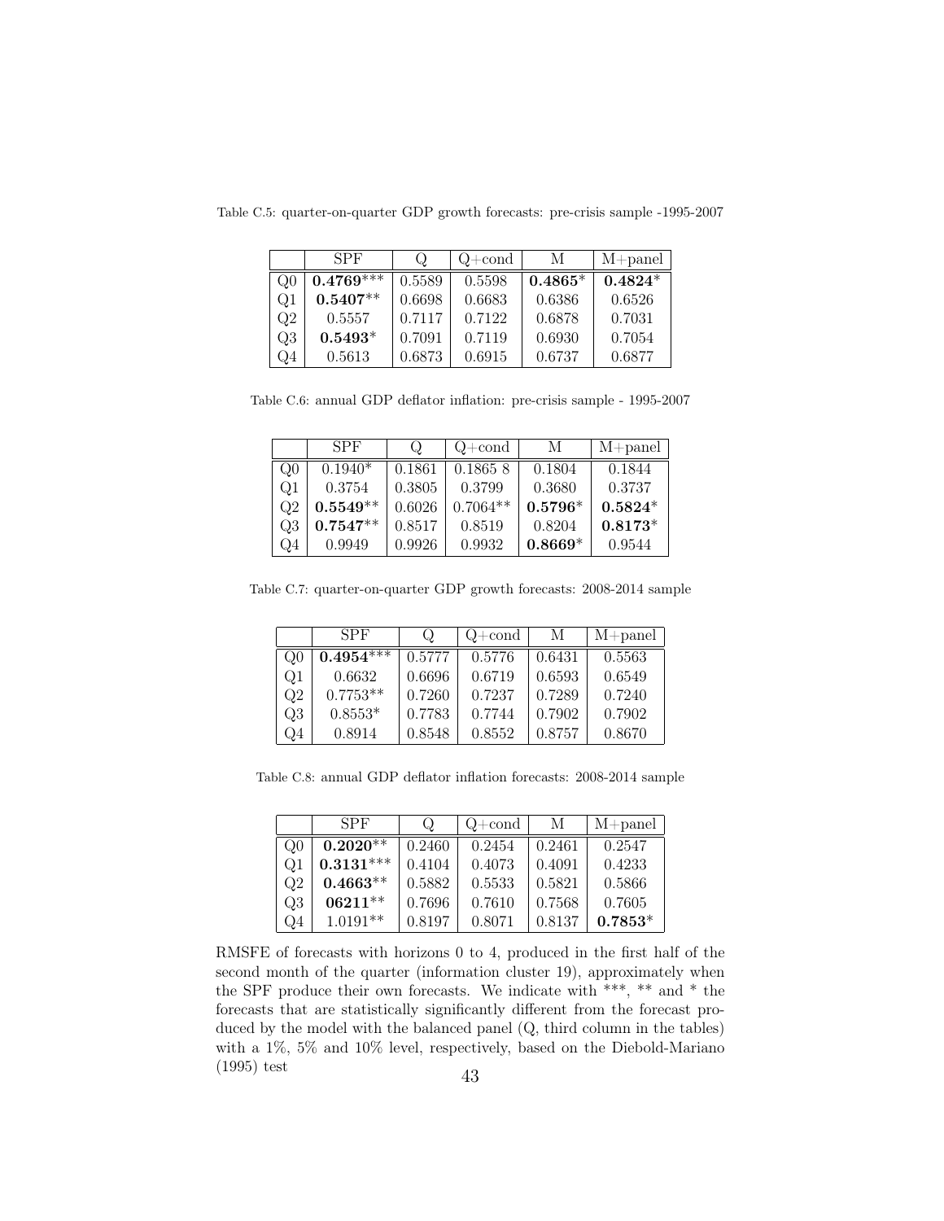Table C.5: quarter-on-quarter GDP growth forecasts: pre-crisis sample -1995-2007

| | SPF | Q | Q+cond | M | M+panel |
|---|---|---|---|---|---|
| Q0 | **0.4769**\*\*\* | 0.5589 | 0.5598 | **0.4865**\* | **0.4824**\* |
| Q1 | **0.5407**\*\* | 0.6698 | 0.6683 | 0.6386 | 0.6526 |
| Q2 | 0.5557 | 0.7117 | 0.7122 | 0.6878 | 0.7031 |
| Q3 | **0.5493**\* | 0.7091 | 0.7119 | 0.6930 | 0.7054 |
| Q4 | 0.5613 | 0.6873 | 0.6915 | 0.6737 | 0.6877 |

Table C.6: annual GDP deflator inflation: pre-crisis sample - 1995-2007

| | SPF | Q | Q+cond | M | M+panel |
|---|---|---|---|---|---|
| Q0 | 0.1940\* | 0.1861 | 0.1865 8 | 0.1804 | 0.1844 |
| Q1 | 0.3754 | 0.3805 | 0.3799 | 0.3680 | 0.3737 |
| Q2 | **0.5549**\*\* | 0.6026 | 0.7064\*\* | **0.5796**\* | **0.5824**\* |
| Q3 | **0.7547**\*\* | 0.8517 | 0.8519 | 0.8204 | **0.8173**\* |
| Q4 | 0.9949 | 0.9926 | 0.9932 | **0.8669**\* | 0.9544 |

Table C.7: quarter-on-quarter GDP growth forecasts: 2008-2014 sample

| | SPF | Q | Q+cond | M | M+panel |
|---|---|---|---|---|---|
| Q0 | **0.4954**\*\*\* | 0.5777 | 0.5776 | 0.6431 | 0.5563 |
| Q1 | 0.6632 | 0.6696 | 0.6719 | 0.6593 | 0.6549 |
| Q2 | 0.7753\*\* | 0.7260 | 0.7237 | 0.7289 | 0.7240 |
| Q3 | 0.8553\* | 0.7783 | 0.7744 | 0.7902 | 0.7902 |
| Q4 | 0.8914 | 0.8548 | 0.8552 | 0.8757 | 0.8670 |

Table C.8: annual GDP deflator inflation forecasts: 2008-2014 sample

| | SPF | Q | Q+cond | M | M+panel |
|---|---|---|---|---|---|
| Q0 | **0.2020**\*\* | 0.2460 | 0.2454 | 0.2461 | 0.2547 |
| Q1 | **0.3131**\*\*\* | 0.4104 | 0.4073 | 0.4091 | 0.4233 |
| Q2 | **0.4663**\*\* | 0.5882 | 0.5533 | 0.5821 | 0.5866 |
| Q3 | **06211**\*\* | 0.7696 | 0.7610 | 0.7568 | 0.7605 |
| Q4 | 1.0191\*\* | 0.8197 | 0.8071 | 0.8137 | **0.7853**\* |

RMSFE of forecasts with horizons 0 to 4, produced in the first half of the second month of the quarter (information cluster 19), approximately when the SPF produce their own forecasts. We indicate with \*\*\*, \*\* and \* the forecasts that are statistically significantly different from the forecast produced by the model with the balanced panel (Q, third column in the tables) with a 1%, 5% and 10% level, respectively, based on the Diebold-Mariano (1995) test